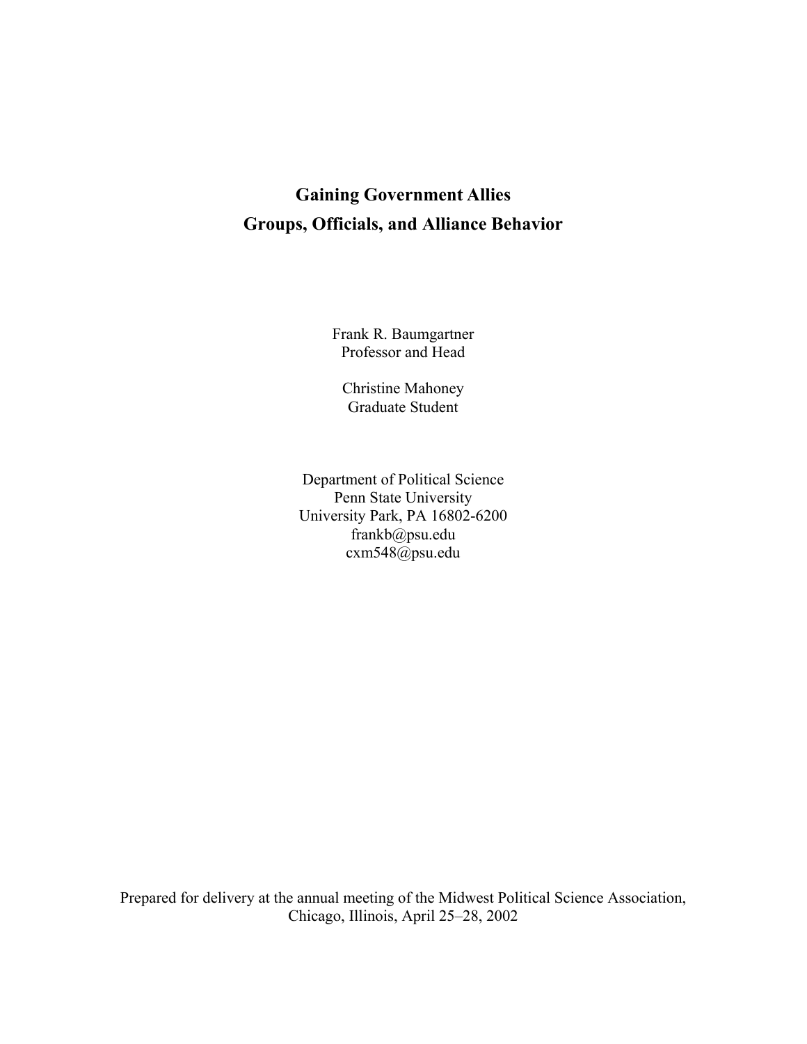# Gaining Government Allies
# Groups, Officials, and Alliance Behavior

Frank R. Baumgartner
Professor and Head

Christine Mahoney
Graduate Student

Department of Political Science
Penn State University
University Park, PA 16802-6200
frankb@psu.edu
cxm548@psu.edu

Prepared for delivery at the annual meeting of the Midwest Political Science Association, Chicago, Illinois, April 25–28, 2002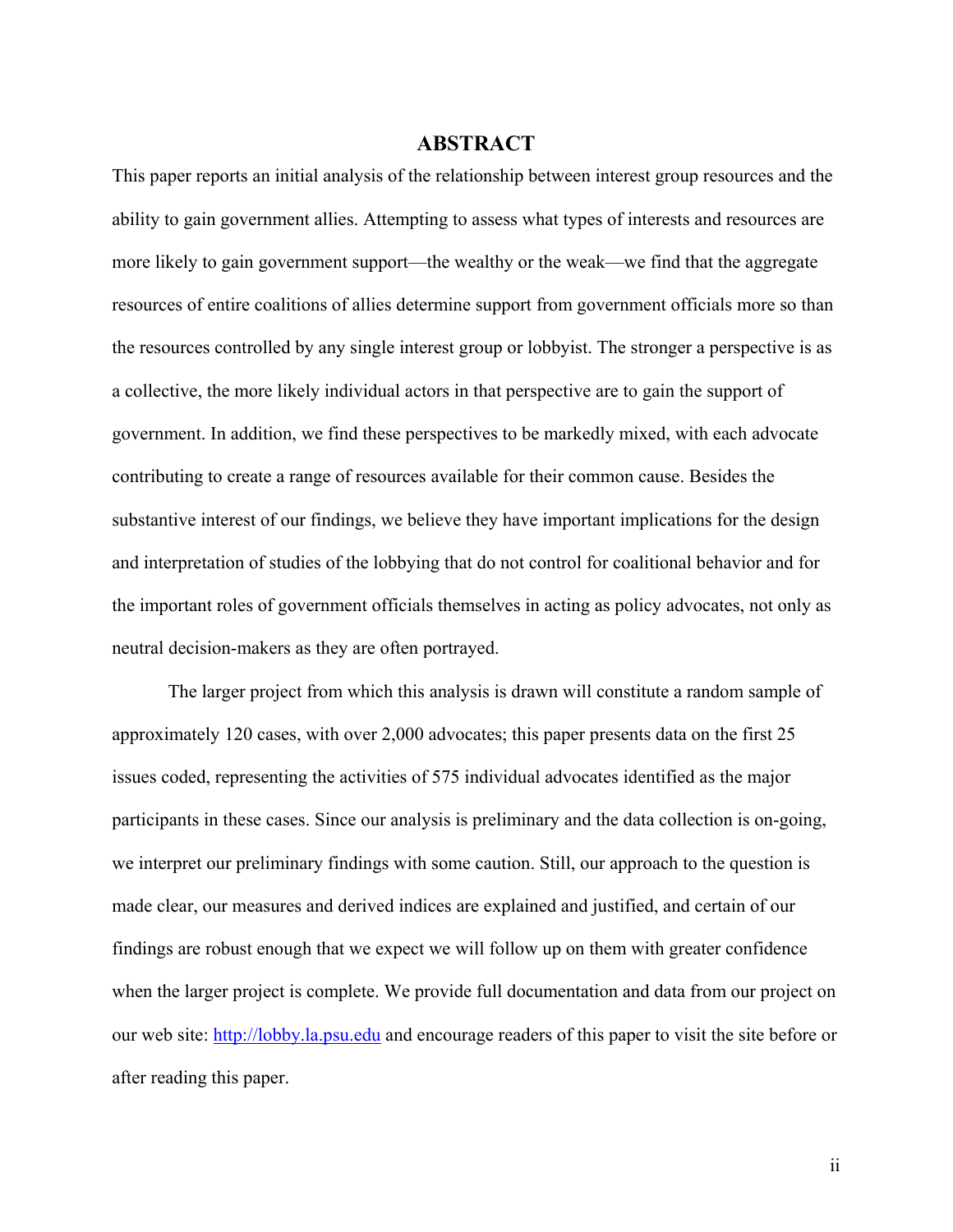# ABSTRACT

This paper reports an initial analysis of the relationship between interest group resources and the ability to gain government allies. Attempting to assess what types of interests and resources are more likely to gain government support—the wealthy or the weak—we find that the aggregate resources of entire coalitions of allies determine support from government officials more so than the resources controlled by any single interest group or lobbyist. The stronger a perspective is as a collective, the more likely individual actors in that perspective are to gain the support of government. In addition, we find these perspectives to be markedly mixed, with each advocate contributing to create a range of resources available for their common cause. Besides the substantive interest of our findings, we believe they have important implications for the design and interpretation of studies of the lobbying that do not control for coalitional behavior and for the important roles of government officials themselves in acting as policy advocates, not only as neutral decision-makers as they are often portrayed.

The larger project from which this analysis is drawn will constitute a random sample of approximately 120 cases, with over 2,000 advocates; this paper presents data on the first 25 issues coded, representing the activities of 575 individual advocates identified as the major participants in these cases. Since our analysis is preliminary and the data collection is on-going, we interpret our preliminary findings with some caution. Still, our approach to the question is made clear, our measures and derived indices are explained and justified, and certain of our findings are robust enough that we expect we will follow up on them with greater confidence when the larger project is complete. We provide full documentation and data from our project on our web site: [http://lobby.la.psu.edu](http://lobby.la.psu.edu) and encourage readers of this paper to visit the site before or after reading this paper.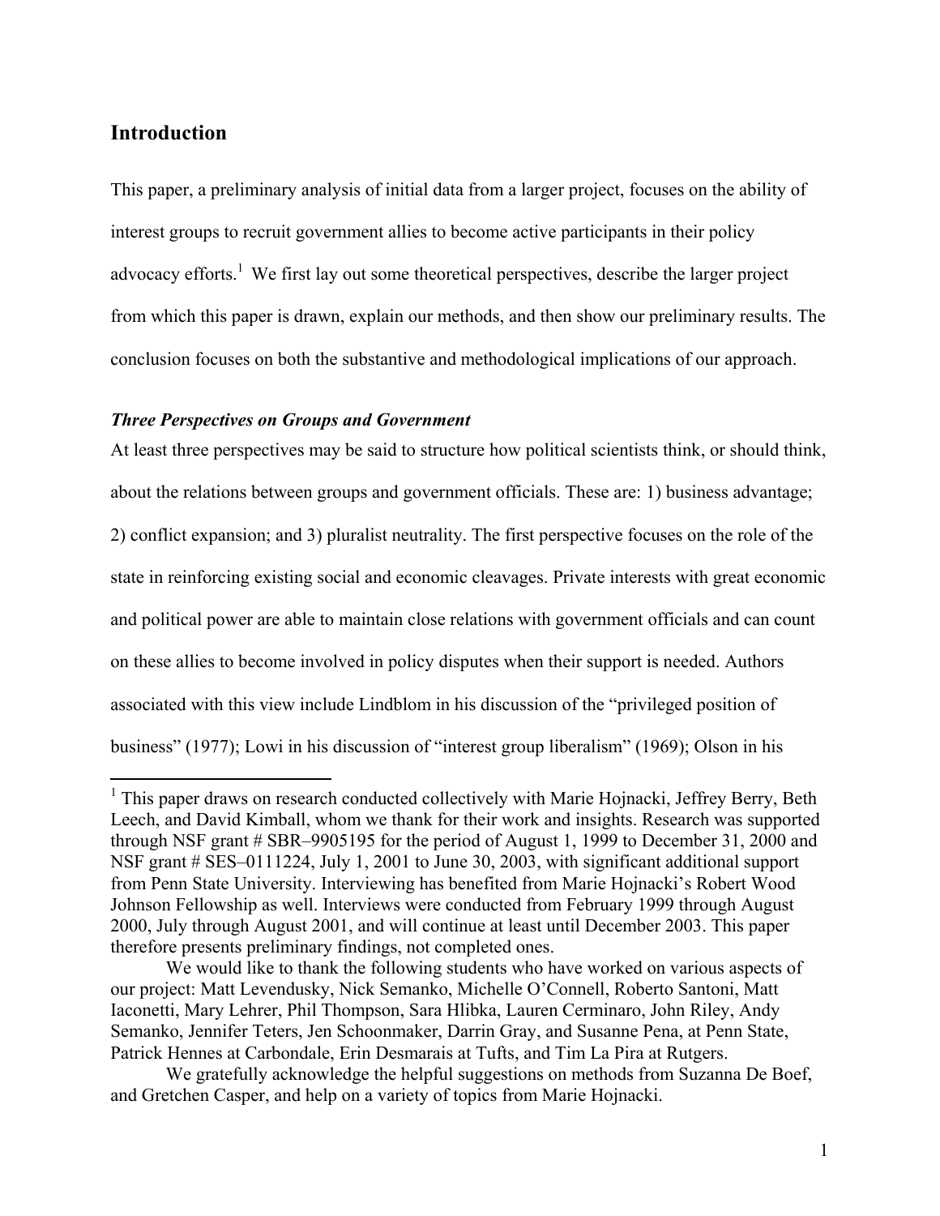## Introduction

This paper, a preliminary analysis of initial data from a larger project, focuses on the ability of interest groups to recruit government allies to become active participants in their policy advocacy efforts.[1] We first lay out some theoretical perspectives, describe the larger project from which this paper is drawn, explain our methods, and then show our preliminary results. The conclusion focuses on both the substantive and methodological implications of our approach.

### *Three Perspectives on Groups and Government*

At least three perspectives may be said to structure how political scientists think, or should think, about the relations between groups and government officials. These are: 1) business advantage; 2) conflict expansion; and 3) pluralist neutrality. The first perspective focuses on the role of the state in reinforcing existing social and economic cleavages. Private interests with great economic and political power are able to maintain close relations with government officials and can count on these allies to become involved in policy disputes when their support is needed. Authors associated with this view include Lindblom in his discussion of the "privileged position of business" (1977); Lowi in his discussion of "interest group liberalism" (1969); Olson in his

---

[1] This paper draws on research conducted collectively with Marie Hojnacki, Jeffrey Berry, Beth Leech, and David Kimball, whom we thank for their work and insights. Research was supported through NSF grant # SBR–9905195 for the period of August 1, 1999 to December 31, 2000 and NSF grant # SES–0111224, July 1, 2001 to June 30, 2003, with significant additional support from Penn State University. Interviewing has benefited from Marie Hojnacki's Robert Wood Johnson Fellowship as well. Interviews were conducted from February 1999 through August 2000, July through August 2001, and will continue at least until December 2003. This paper therefore presents preliminary findings, not completed ones.

We would like to thank the following students who have worked on various aspects of our project: Matt Levendusky, Nick Semanko, Michelle O'Connell, Roberto Santoni, Matt Iaconetti, Mary Lehrer, Phil Thompson, Sara Hlibka, Lauren Cerminaro, John Riley, Andy Semanko, Jennifer Teters, Jen Schoonmaker, Darrin Gray, and Susanne Pena, at Penn State, Patrick Hennes at Carbondale, Erin Desmarais at Tufts, and Tim La Pira at Rutgers.

We gratefully acknowledge the helpful suggestions on methods from Suzanna De Boef, and Gretchen Casper, and help on a variety of topics from Marie Hojnacki.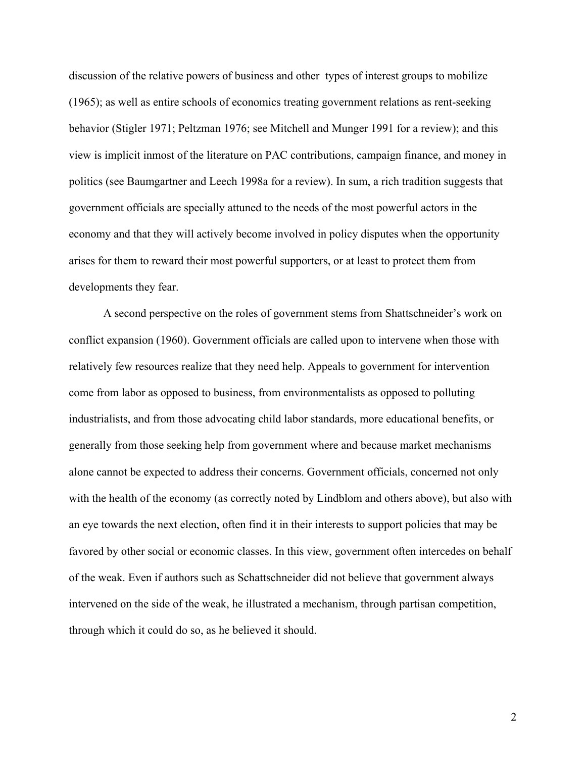discussion of the relative powers of business and other  types of interest groups to mobilize (1965); as well as entire schools of economics treating government relations as rent-seeking behavior (Stigler 1971; Peltzman 1976; see Mitchell and Munger 1991 for a review); and this view is implicit inmost of the literature on PAC contributions, campaign finance, and money in politics (see Baumgartner and Leech 1998a for a review). In sum, a rich tradition suggests that government officials are specially attuned to the needs of the most powerful actors in the economy and that they will actively become involved in policy disputes when the opportunity arises for them to reward their most powerful supporters, or at least to protect them from developments they fear.

A second perspective on the roles of government stems from Shattschneider's work on conflict expansion (1960). Government officials are called upon to intervene when those with relatively few resources realize that they need help. Appeals to government for intervention come from labor as opposed to business, from environmentalists as opposed to polluting industrialists, and from those advocating child labor standards, more educational benefits, or generally from those seeking help from government where and because market mechanisms alone cannot be expected to address their concerns. Government officials, concerned not only with the health of the economy (as correctly noted by Lindblom and others above), but also with an eye towards the next election, often find it in their interests to support policies that may be favored by other social or economic classes. In this view, government often intercedes on behalf of the weak. Even if authors such as Schattschneider did not believe that government always intervened on the side of the weak, he illustrated a mechanism, through partisan competition, through which it could do so, as he believed it should.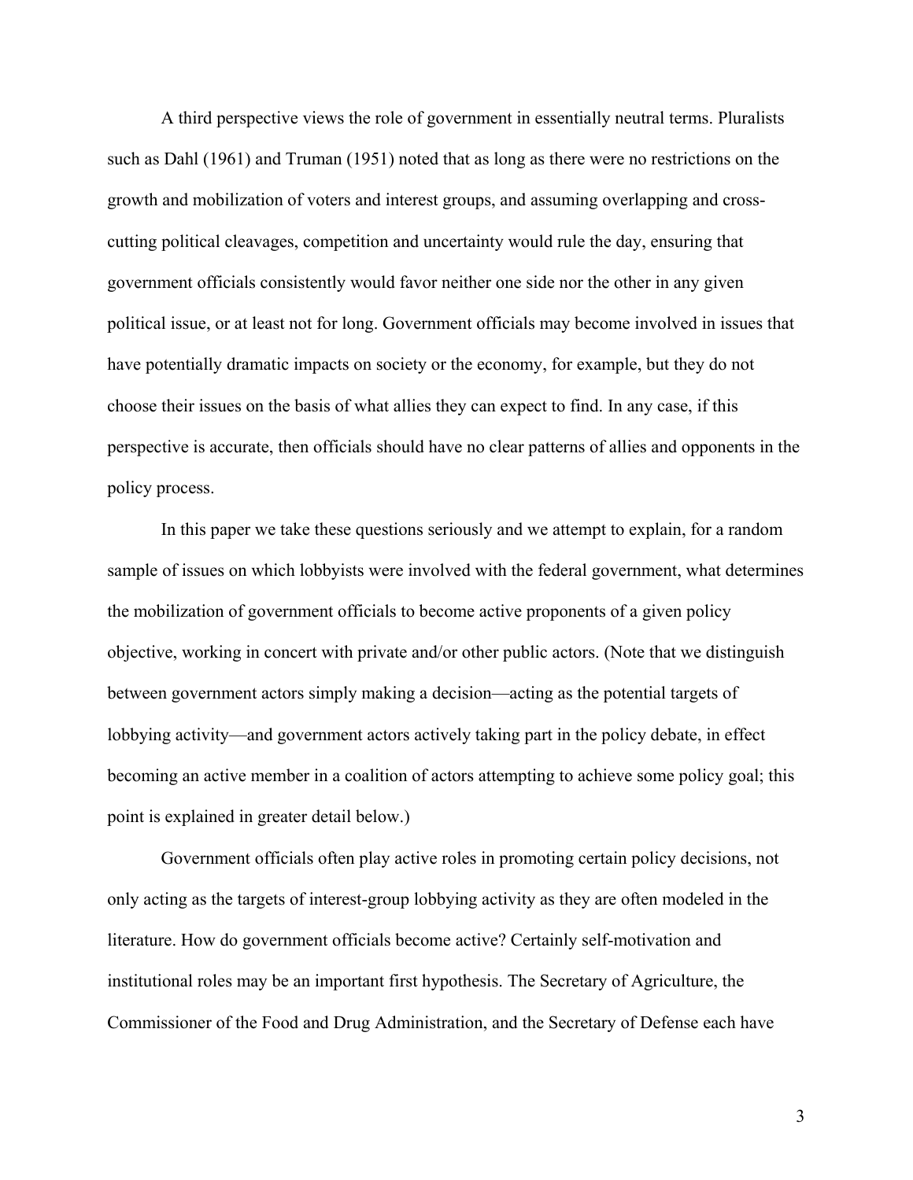A third perspective views the role of government in essentially neutral terms. Pluralists such as Dahl (1961) and Truman (1951) noted that as long as there were no restrictions on the growth and mobilization of voters and interest groups, and assuming overlapping and cross-cutting political cleavages, competition and uncertainty would rule the day, ensuring that government officials consistently would favor neither one side nor the other in any given political issue, or at least not for long. Government officials may become involved in issues that have potentially dramatic impacts on society or the economy, for example, but they do not choose their issues on the basis of what allies they can expect to find. In any case, if this perspective is accurate, then officials should have no clear patterns of allies and opponents in the policy process.

In this paper we take these questions seriously and we attempt to explain, for a random sample of issues on which lobbyists were involved with the federal government, what determines the mobilization of government officials to become active proponents of a given policy objective, working in concert with private and/or other public actors. (Note that we distinguish between government actors simply making a decision—acting as the potential targets of lobbying activity—and government actors actively taking part in the policy debate, in effect becoming an active member in a coalition of actors attempting to achieve some policy goal; this point is explained in greater detail below.)

Government officials often play active roles in promoting certain policy decisions, not only acting as the targets of interest-group lobbying activity as they are often modeled in the literature. How do government officials become active? Certainly self-motivation and institutional roles may be an important first hypothesis. The Secretary of Agriculture, the Commissioner of the Food and Drug Administration, and the Secretary of Defense each have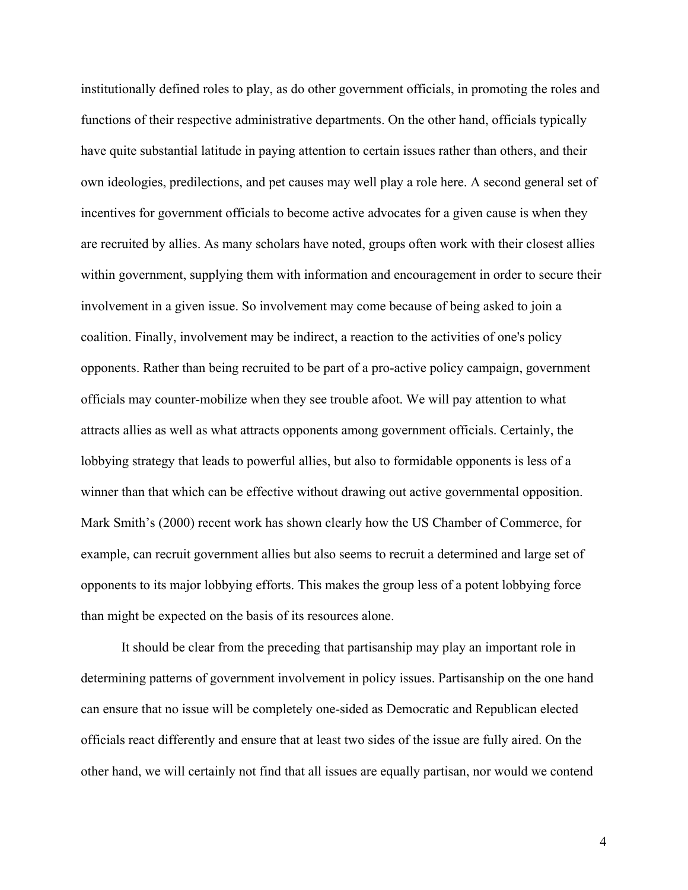institutionally defined roles to play, as do other government officials, in promoting the roles and functions of their respective administrative departments. On the other hand, officials typically have quite substantial latitude in paying attention to certain issues rather than others, and their own ideologies, predilections, and pet causes may well play a role here. A second general set of incentives for government officials to become active advocates for a given cause is when they are recruited by allies. As many scholars have noted, groups often work with their closest allies within government, supplying them with information and encouragement in order to secure their involvement in a given issue. So involvement may come because of being asked to join a coalition. Finally, involvement may be indirect, a reaction to the activities of one's policy opponents. Rather than being recruited to be part of a pro-active policy campaign, government officials may counter-mobilize when they see trouble afoot. We will pay attention to what attracts allies as well as what attracts opponents among government officials. Certainly, the lobbying strategy that leads to powerful allies, but also to formidable opponents is less of a winner than that which can be effective without drawing out active governmental opposition. Mark Smith's (2000) recent work has shown clearly how the US Chamber of Commerce, for example, can recruit government allies but also seems to recruit a determined and large set of opponents to its major lobbying efforts. This makes the group less of a potent lobbying force than might be expected on the basis of its resources alone.

It should be clear from the preceding that partisanship may play an important role in determining patterns of government involvement in policy issues. Partisanship on the one hand can ensure that no issue will be completely one-sided as Democratic and Republican elected officials react differently and ensure that at least two sides of the issue are fully aired. On the other hand, we will certainly not find that all issues are equally partisan, nor would we contend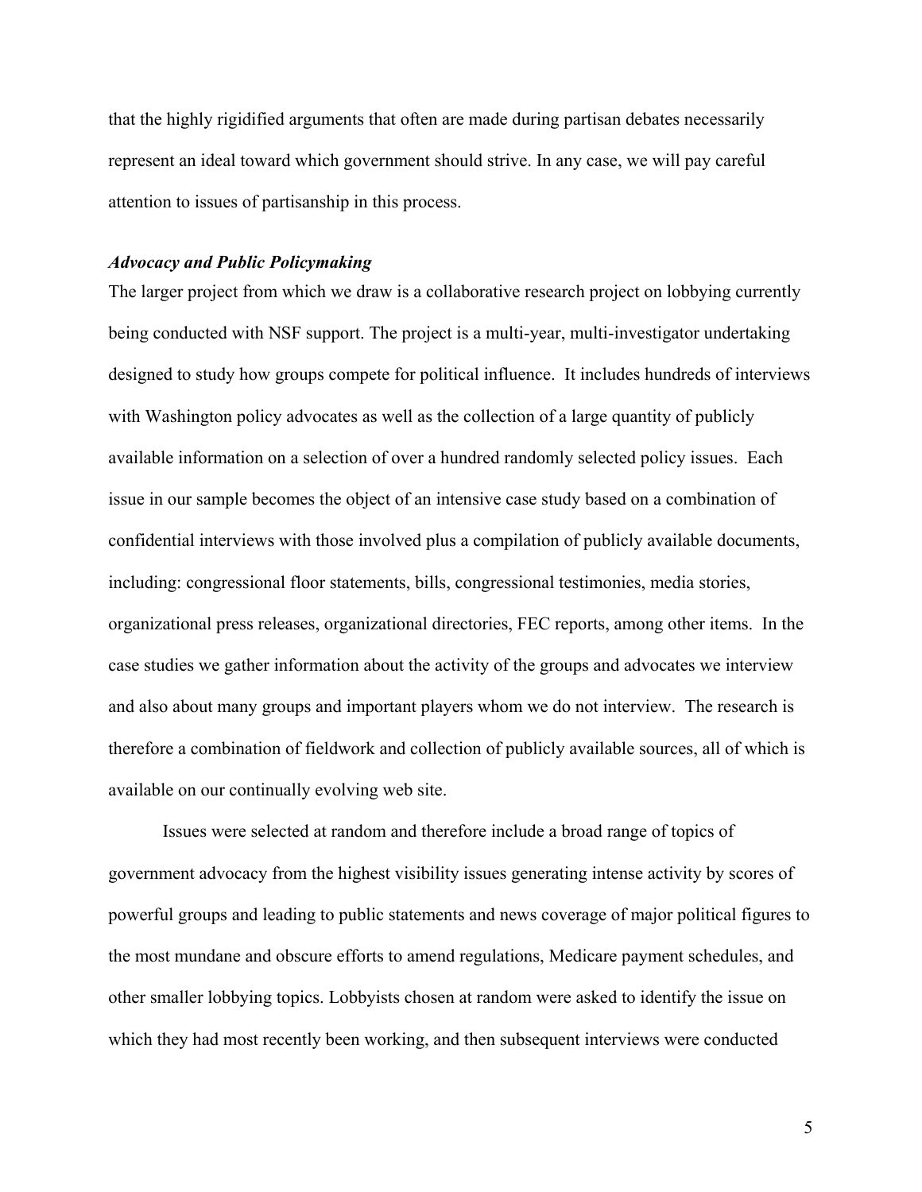that the highly rigidified arguments that often are made during partisan debates necessarily represent an ideal toward which government should strive. In any case, we will pay careful attention to issues of partisanship in this process.

### *Advocacy and Public Policymaking*

The larger project from which we draw is a collaborative research project on lobbying currently being conducted with NSF support. The project is a multi-year, multi-investigator undertaking designed to study how groups compete for political influence. It includes hundreds of interviews with Washington policy advocates as well as the collection of a large quantity of publicly available information on a selection of over a hundred randomly selected policy issues. Each issue in our sample becomes the object of an intensive case study based on a combination of confidential interviews with those involved plus a compilation of publicly available documents, including: congressional floor statements, bills, congressional testimonies, media stories, organizational press releases, organizational directories, FEC reports, among other items. In the case studies we gather information about the activity of the groups and advocates we interview and also about many groups and important players whom we do not interview. The research is therefore a combination of fieldwork and collection of publicly available sources, all of which is available on our continually evolving web site.

Issues were selected at random and therefore include a broad range of topics of government advocacy from the highest visibility issues generating intense activity by scores of powerful groups and leading to public statements and news coverage of major political figures to the most mundane and obscure efforts to amend regulations, Medicare payment schedules, and other smaller lobbying topics. Lobbyists chosen at random were asked to identify the issue on which they had most recently been working, and then subsequent interviews were conducted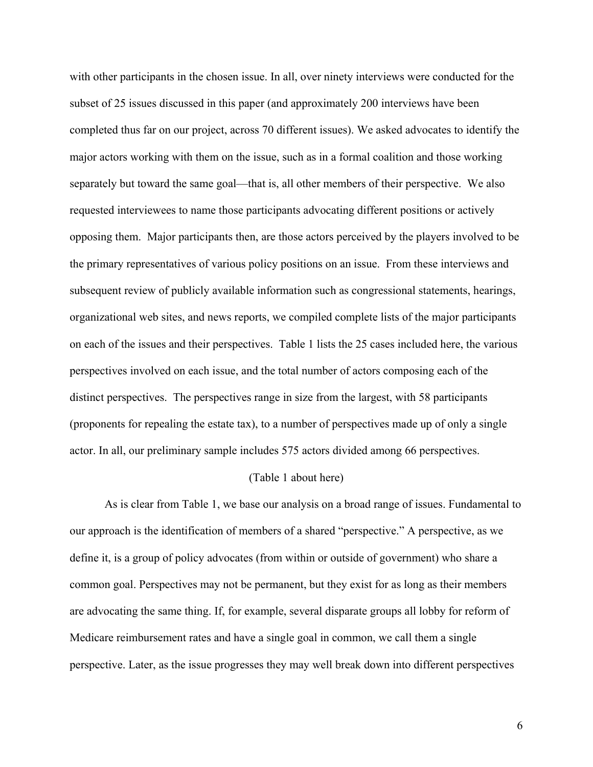with other participants in the chosen issue. In all, over ninety interviews were conducted for the subset of 25 issues discussed in this paper (and approximately 200 interviews have been completed thus far on our project, across 70 different issues). We asked advocates to identify the major actors working with them on the issue, such as in a formal coalition and those working separately but toward the same goal—that is, all other members of their perspective. We also requested interviewees to name those participants advocating different positions or actively opposing them. Major participants then, are those actors perceived by the players involved to be the primary representatives of various policy positions on an issue. From these interviews and subsequent review of publicly available information such as congressional statements, hearings, organizational web sites, and news reports, we compiled complete lists of the major participants on each of the issues and their perspectives. Table 1 lists the 25 cases included here, the various perspectives involved on each issue, and the total number of actors composing each of the distinct perspectives. The perspectives range in size from the largest, with 58 participants (proponents for repealing the estate tax), to a number of perspectives made up of only a single actor. In all, our preliminary sample includes 575 actors divided among 66 perspectives.

(Table 1 about here)

As is clear from Table 1, we base our analysis on a broad range of issues. Fundamental to our approach is the identification of members of a shared "perspective." A perspective, as we define it, is a group of policy advocates (from within or outside of government) who share a common goal. Perspectives may not be permanent, but they exist for as long as their members are advocating the same thing. If, for example, several disparate groups all lobby for reform of Medicare reimbursement rates and have a single goal in common, we call them a single perspective. Later, as the issue progresses they may well break down into different perspectives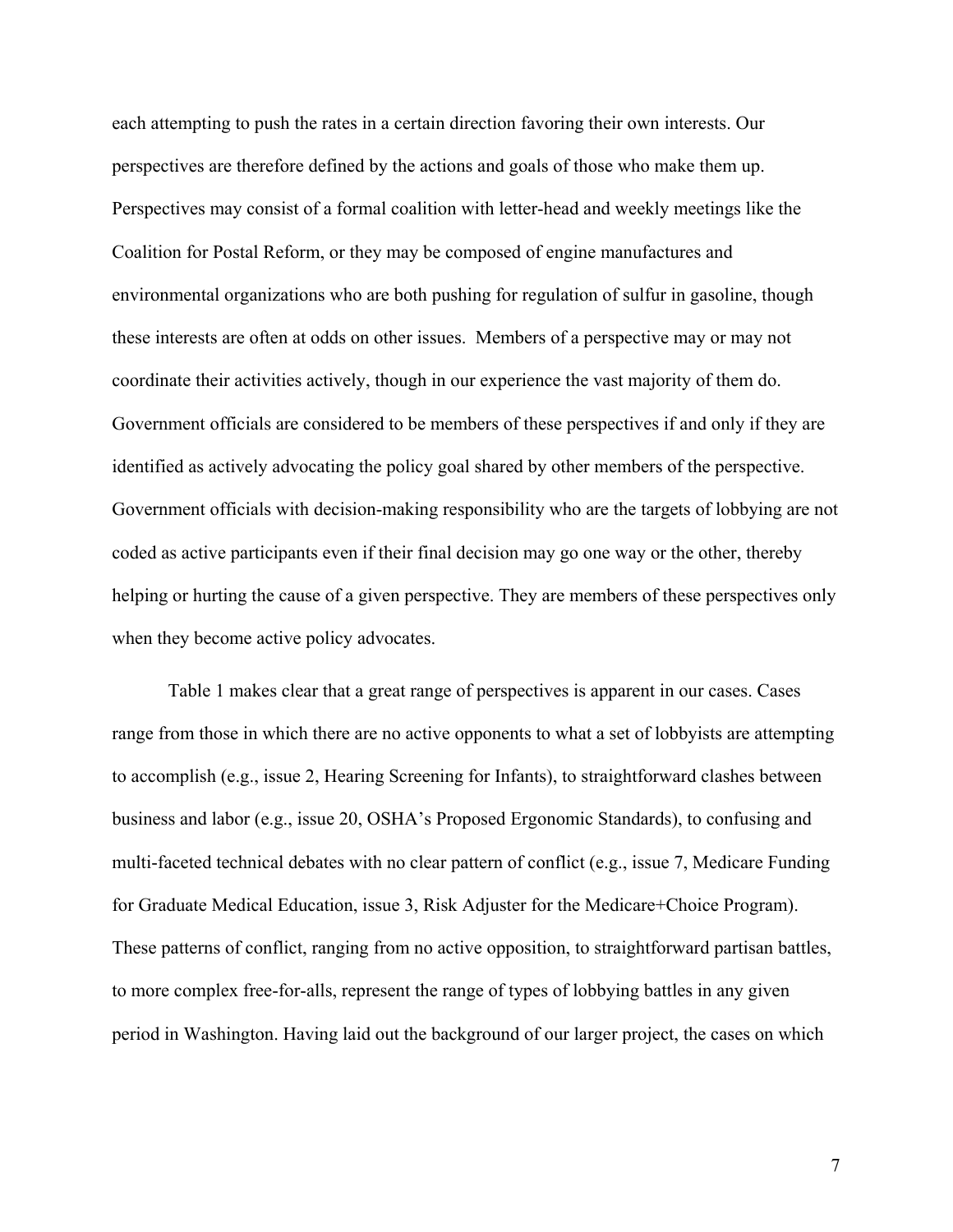each attempting to push the rates in a certain direction favoring their own interests. Our perspectives are therefore defined by the actions and goals of those who make them up. Perspectives may consist of a formal coalition with letter-head and weekly meetings like the Coalition for Postal Reform, or they may be composed of engine manufactures and environmental organizations who are both pushing for regulation of sulfur in gasoline, though these interests are often at odds on other issues. Members of a perspective may or may not coordinate their activities actively, though in our experience the vast majority of them do. Government officials are considered to be members of these perspectives if and only if they are identified as actively advocating the policy goal shared by other members of the perspective. Government officials with decision-making responsibility who are the targets of lobbying are not coded as active participants even if their final decision may go one way or the other, thereby helping or hurting the cause of a given perspective. They are members of these perspectives only when they become active policy advocates.

Table 1 makes clear that a great range of perspectives is apparent in our cases. Cases range from those in which there are no active opponents to what a set of lobbyists are attempting to accomplish (e.g., issue 2, Hearing Screening for Infants), to straightforward clashes between business and labor (e.g., issue 20, OSHA's Proposed Ergonomic Standards), to confusing and multi-faceted technical debates with no clear pattern of conflict (e.g., issue 7, Medicare Funding for Graduate Medical Education, issue 3, Risk Adjuster for the Medicare+Choice Program). These patterns of conflict, ranging from no active opposition, to straightforward partisan battles, to more complex free-for-alls, represent the range of types of lobbying battles in any given period in Washington. Having laid out the background of our larger project, the cases on which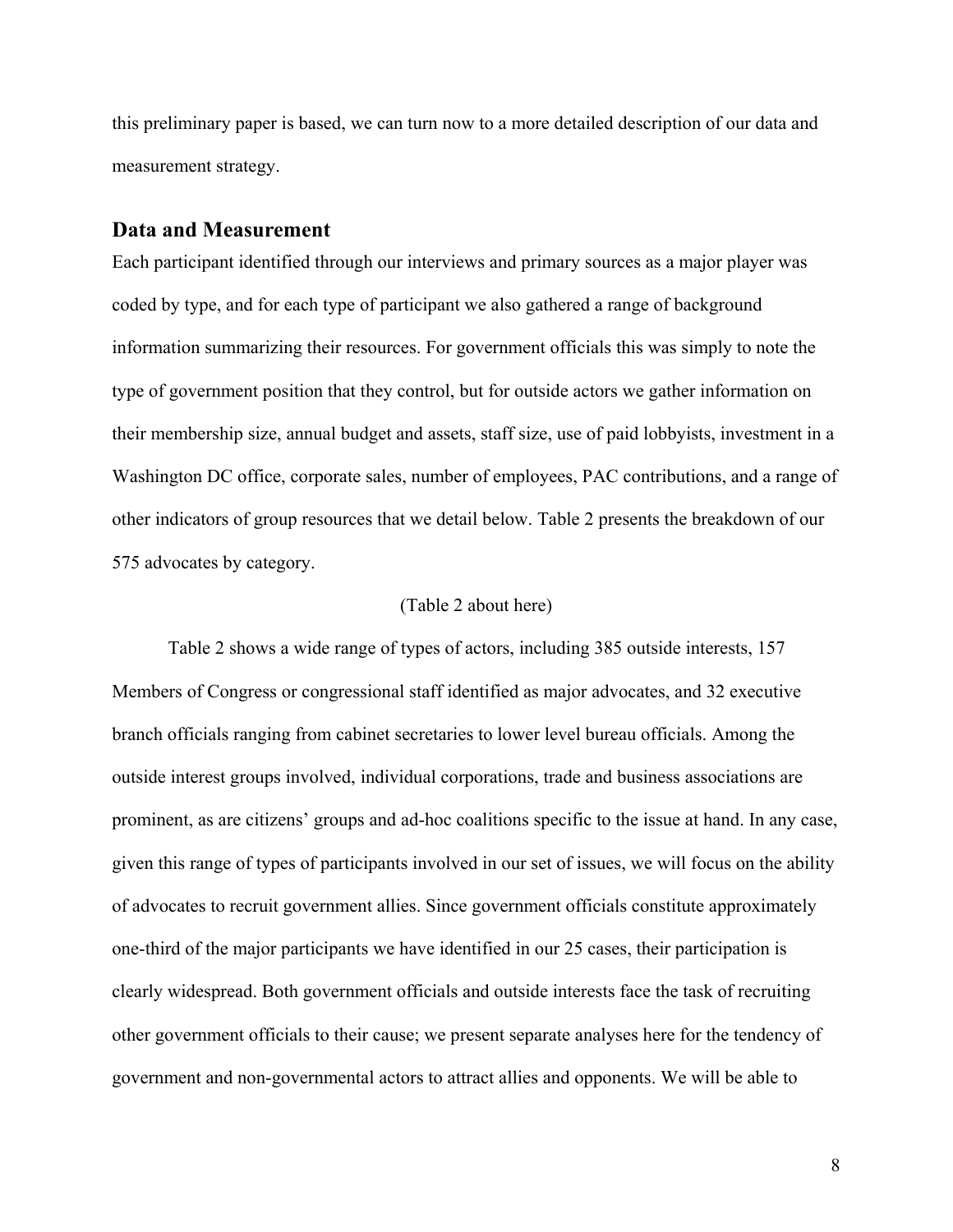this preliminary paper is based, we can turn now to a more detailed description of our data and measurement strategy.

## Data and Measurement

Each participant identified through our interviews and primary sources as a major player was coded by type, and for each type of participant we also gathered a range of background information summarizing their resources. For government officials this was simply to note the type of government position that they control, but for outside actors we gather information on their membership size, annual budget and assets, staff size, use of paid lobbyists, investment in a Washington DC office, corporate sales, number of employees, PAC contributions, and a range of other indicators of group resources that we detail below. Table 2 presents the breakdown of our 575 advocates by category.

(Table 2 about here)

Table 2 shows a wide range of types of actors, including 385 outside interests, 157 Members of Congress or congressional staff identified as major advocates, and 32 executive branch officials ranging from cabinet secretaries to lower level bureau officials. Among the outside interest groups involved, individual corporations, trade and business associations are prominent, as are citizens' groups and ad-hoc coalitions specific to the issue at hand. In any case, given this range of types of participants involved in our set of issues, we will focus on the ability of advocates to recruit government allies. Since government officials constitute approximately one-third of the major participants we have identified in our 25 cases, their participation is clearly widespread. Both government officials and outside interests face the task of recruiting other government officials to their cause; we present separate analyses here for the tendency of government and non-governmental actors to attract allies and opponents. We will be able to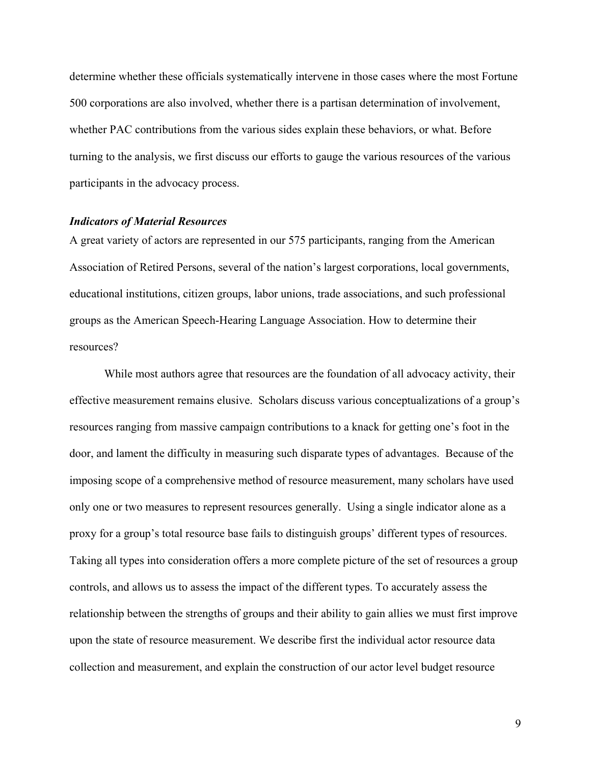determine whether these officials systematically intervene in those cases where the most Fortune 500 corporations are also involved, whether there is a partisan determination of involvement, whether PAC contributions from the various sides explain these behaviors, or what. Before turning to the analysis, we first discuss our efforts to gauge the various resources of the various participants in the advocacy process.

***Indicators of Material Resources***

A great variety of actors are represented in our 575 participants, ranging from the American Association of Retired Persons, several of the nation's largest corporations, local governments, educational institutions, citizen groups, labor unions, trade associations, and such professional groups as the American Speech-Hearing Language Association. How to determine their resources?

While most authors agree that resources are the foundation of all advocacy activity, their effective measurement remains elusive. Scholars discuss various conceptualizations of a group's resources ranging from massive campaign contributions to a knack for getting one's foot in the door, and lament the difficulty in measuring such disparate types of advantages. Because of the imposing scope of a comprehensive method of resource measurement, many scholars have used only one or two measures to represent resources generally. Using a single indicator alone as a proxy for a group's total resource base fails to distinguish groups' different types of resources. Taking all types into consideration offers a more complete picture of the set of resources a group controls, and allows us to assess the impact of the different types. To accurately assess the relationship between the strengths of groups and their ability to gain allies we must first improve upon the state of resource measurement. We describe first the individual actor resource data collection and measurement, and explain the construction of our actor level budget resource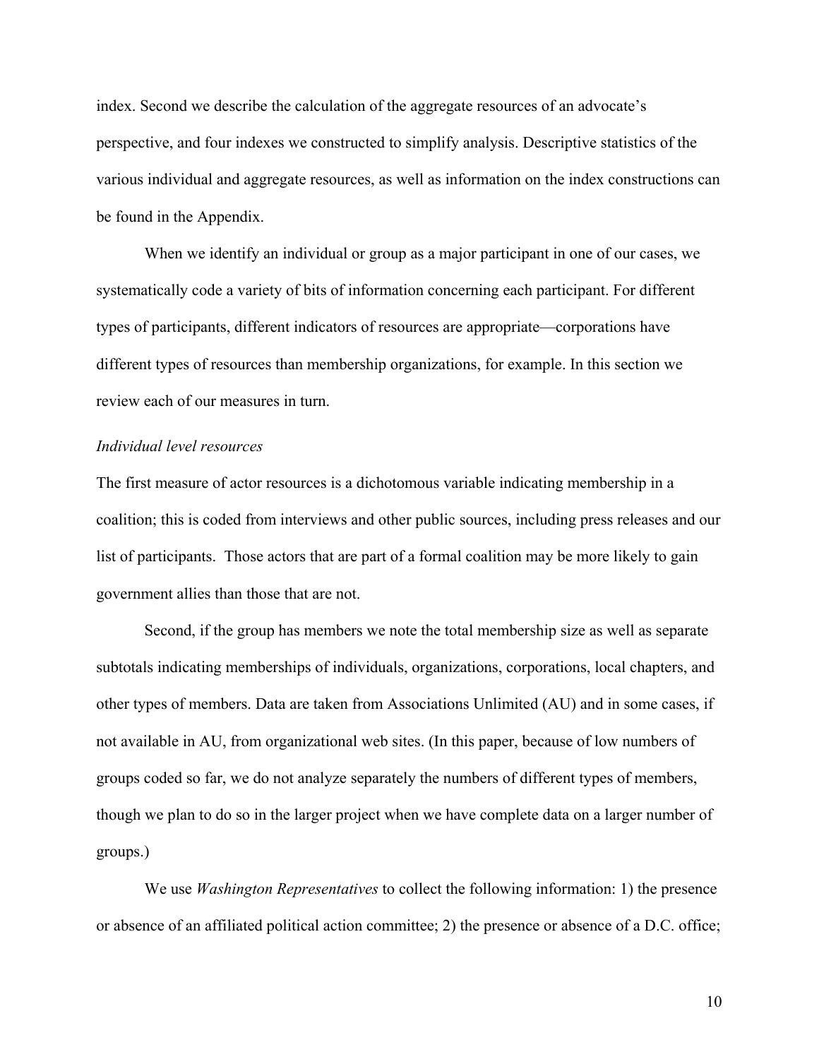index. Second we describe the calculation of the aggregate resources of an advocate's perspective, and four indexes we constructed to simplify analysis. Descriptive statistics of the various individual and aggregate resources, as well as information on the index constructions can be found in the Appendix.

When we identify an individual or group as a major participant in one of our cases, we systematically code a variety of bits of information concerning each participant. For different types of participants, different indicators of resources are appropriate—corporations have different types of resources than membership organizations, for example. In this section we review each of our measures in turn.

*Individual level resources*

The first measure of actor resources is a dichotomous variable indicating membership in a coalition; this is coded from interviews and other public sources, including press releases and our list of participants. Those actors that are part of a formal coalition may be more likely to gain government allies than those that are not.

Second, if the group has members we note the total membership size as well as separate subtotals indicating memberships of individuals, organizations, corporations, local chapters, and other types of members. Data are taken from Associations Unlimited (AU) and in some cases, if not available in AU, from organizational web sites. (In this paper, because of low numbers of groups coded so far, we do not analyze separately the numbers of different types of members, though we plan to do so in the larger project when we have complete data on a larger number of groups.)

We use *Washington Representatives* to collect the following information: 1) the presence or absence of an affiliated political action committee; 2) the presence or absence of a D.C. office;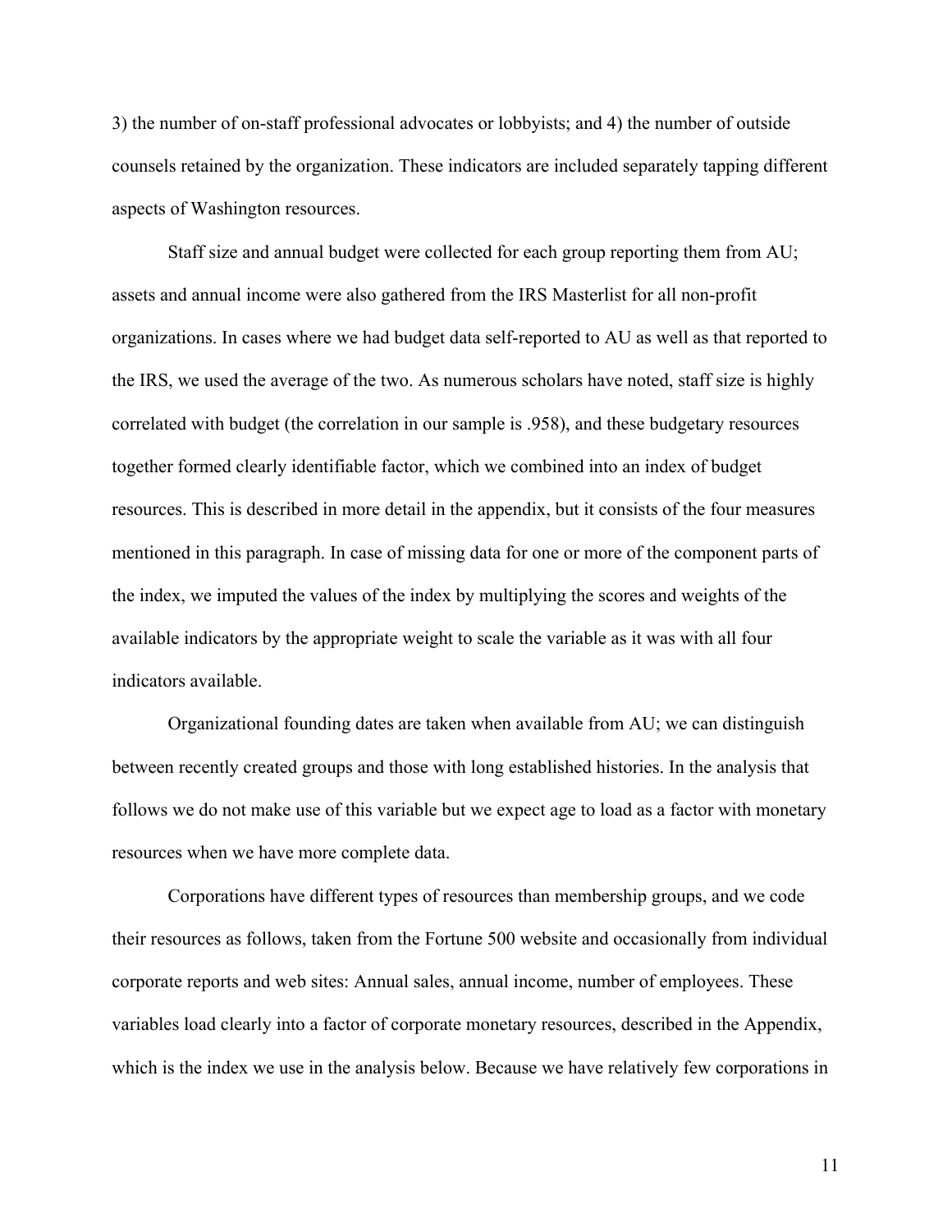3) the number of on-staff professional advocates or lobbyists; and 4) the number of outside counsels retained by the organization. These indicators are included separately tapping different aspects of Washington resources.

Staff size and annual budget were collected for each group reporting them from AU; assets and annual income were also gathered from the IRS Masterlist for all non-profit organizations. In cases where we had budget data self-reported to AU as well as that reported to the IRS, we used the average of the two. As numerous scholars have noted, staff size is highly correlated with budget (the correlation in our sample is .958), and these budgetary resources together formed clearly identifiable factor, which we combined into an index of budget resources. This is described in more detail in the appendix, but it consists of the four measures mentioned in this paragraph. In case of missing data for one or more of the component parts of the index, we imputed the values of the index by multiplying the scores and weights of the available indicators by the appropriate weight to scale the variable as it was with all four indicators available.

Organizational founding dates are taken when available from AU; we can distinguish between recently created groups and those with long established histories. In the analysis that follows we do not make use of this variable but we expect age to load as a factor with monetary resources when we have more complete data.

Corporations have different types of resources than membership groups, and we code their resources as follows, taken from the Fortune 500 website and occasionally from individual corporate reports and web sites: Annual sales, annual income, number of employees. These variables load clearly into a factor of corporate monetary resources, described in the Appendix, which is the index we use in the analysis below. Because we have relatively few corporations in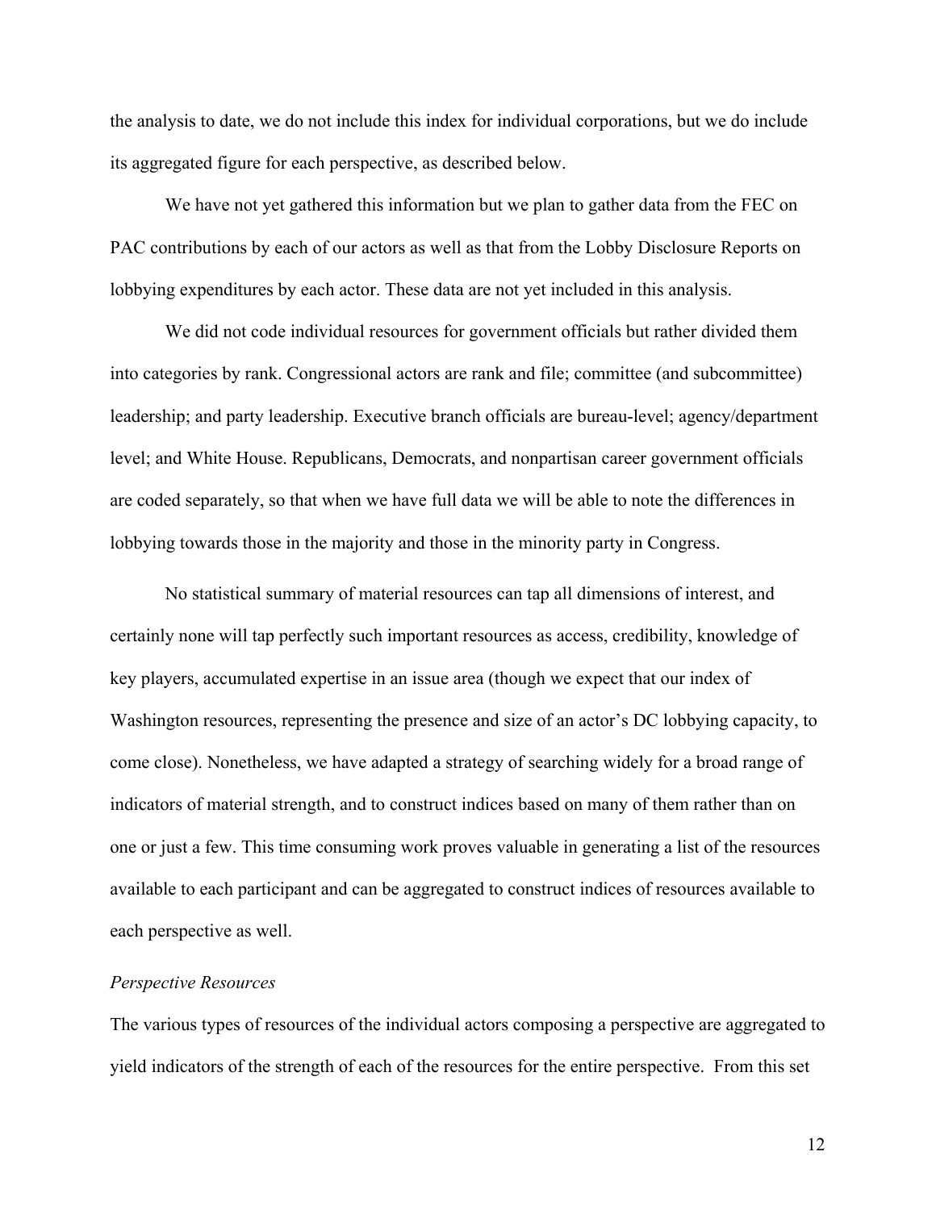the analysis to date, we do not include this index for individual corporations, but we do include its aggregated figure for each perspective, as described below.

We have not yet gathered this information but we plan to gather data from the FEC on PAC contributions by each of our actors as well as that from the Lobby Disclosure Reports on lobbying expenditures by each actor. These data are not yet included in this analysis.

We did not code individual resources for government officials but rather divided them into categories by rank. Congressional actors are rank and file; committee (and subcommittee) leadership; and party leadership. Executive branch officials are bureau-level; agency/department level; and White House. Republicans, Democrats, and nonpartisan career government officials are coded separately, so that when we have full data we will be able to note the differences in lobbying towards those in the majority and those in the minority party in Congress.

No statistical summary of material resources can tap all dimensions of interest, and certainly none will tap perfectly such important resources as access, credibility, knowledge of key players, accumulated expertise in an issue area (though we expect that our index of Washington resources, representing the presence and size of an actor's DC lobbying capacity, to come close). Nonetheless, we have adapted a strategy of searching widely for a broad range of indicators of material strength, and to construct indices based on many of them rather than on one or just a few. This time consuming work proves valuable in generating a list of the resources available to each participant and can be aggregated to construct indices of resources available to each perspective as well.

*Perspective Resources*

The various types of resources of the individual actors composing a perspective are aggregated to yield indicators of the strength of each of the resources for the entire perspective. From this set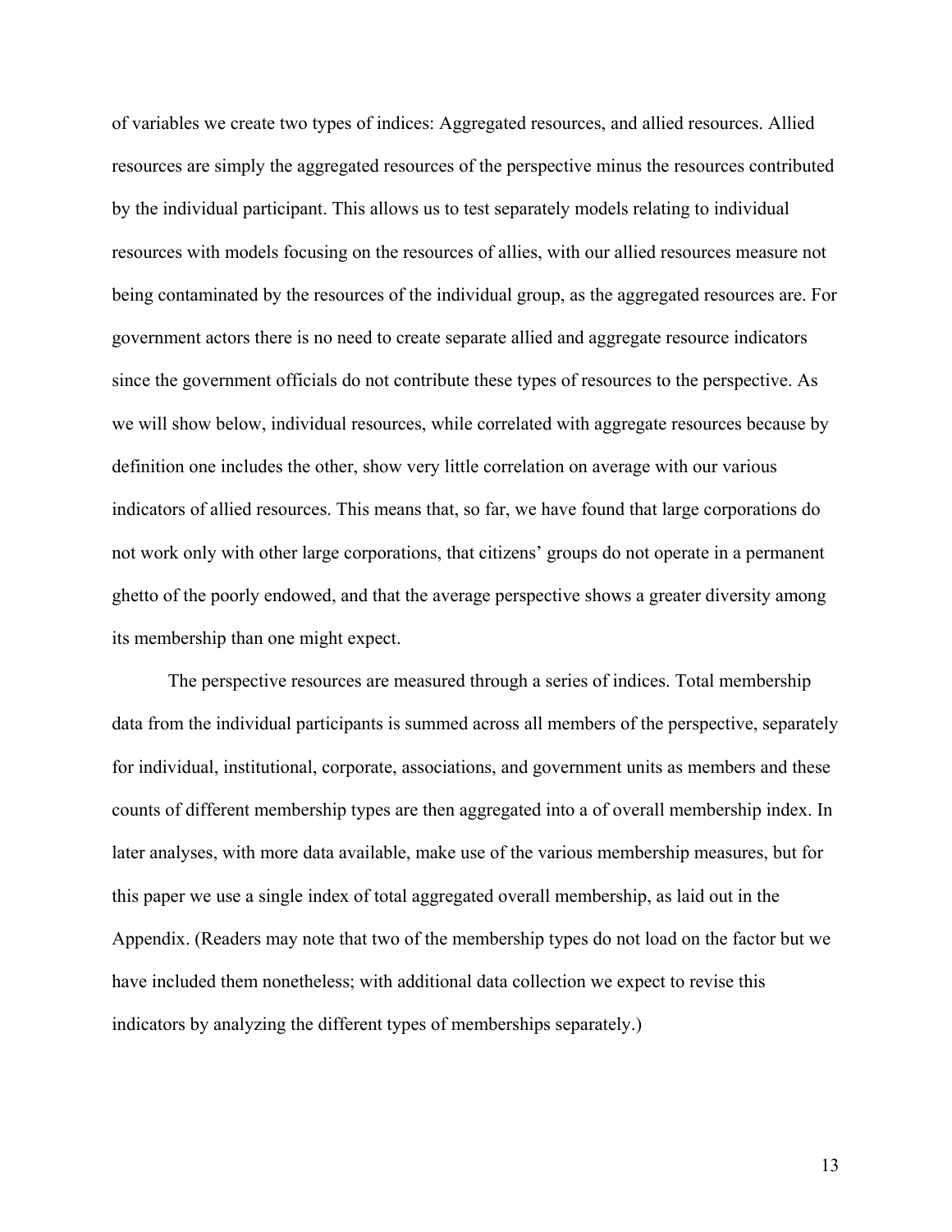of variables we create two types of indices: Aggregated resources, and allied resources. Allied resources are simply the aggregated resources of the perspective minus the resources contributed by the individual participant. This allows us to test separately models relating to individual resources with models focusing on the resources of allies, with our allied resources measure not being contaminated by the resources of the individual group, as the aggregated resources are. For government actors there is no need to create separate allied and aggregate resource indicators since the government officials do not contribute these types of resources to the perspective. As we will show below, individual resources, while correlated with aggregate resources because by definition one includes the other, show very little correlation on average with our various indicators of allied resources. This means that, so far, we have found that large corporations do not work only with other large corporations, that citizens' groups do not operate in a permanent ghetto of the poorly endowed, and that the average perspective shows a greater diversity among its membership than one might expect.

The perspective resources are measured through a series of indices. Total membership data from the individual participants is summed across all members of the perspective, separately for individual, institutional, corporate, associations, and government units as members and these counts of different membership types are then aggregated into a of overall membership index. In later analyses, with more data available, make use of the various membership measures, but for this paper we use a single index of total aggregated overall membership, as laid out in the Appendix. (Readers may note that two of the membership types do not load on the factor but we have included them nonetheless; with additional data collection we expect to revise this indicators by analyzing the different types of memberships separately.)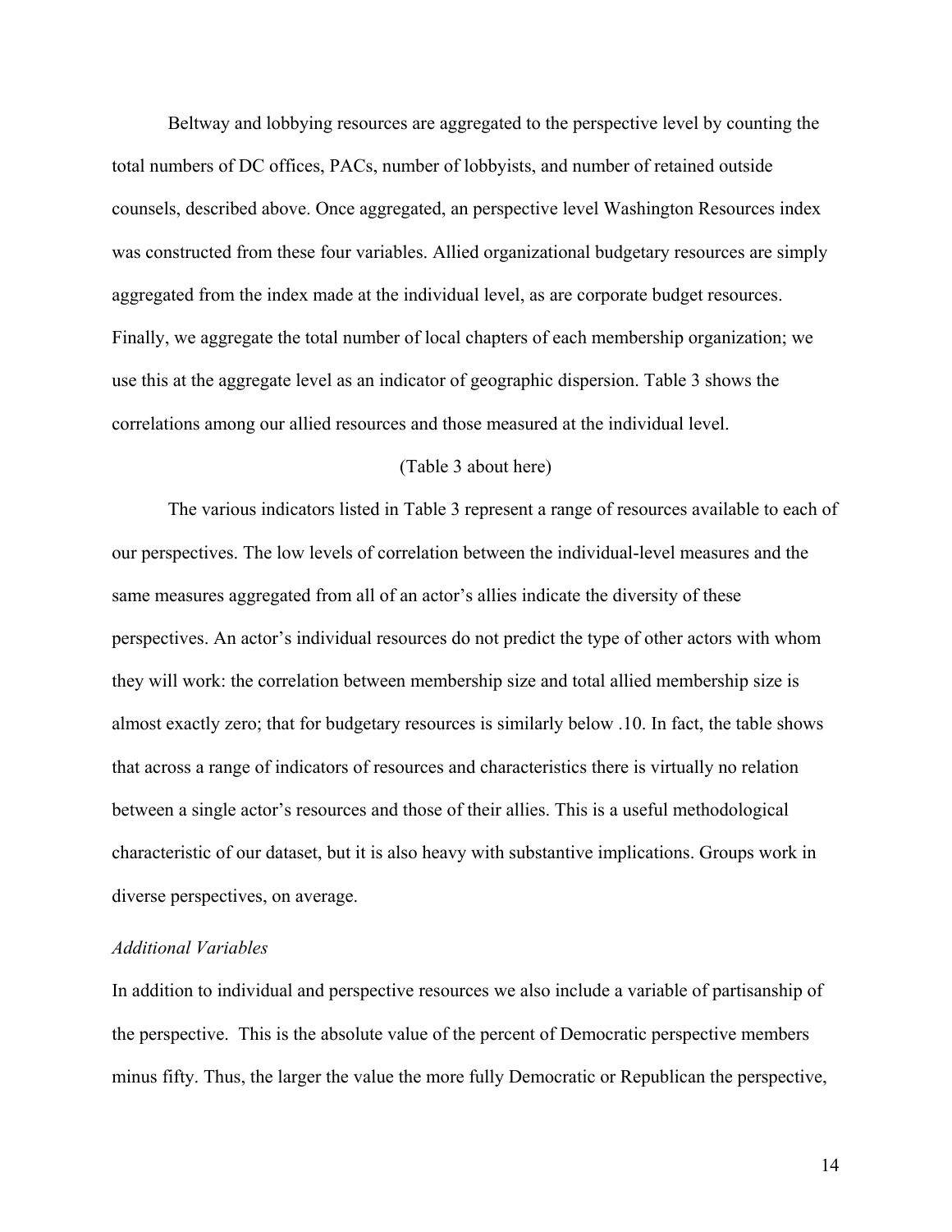Beltway and lobbying resources are aggregated to the perspective level by counting the total numbers of DC offices, PACs, number of lobbyists, and number of retained outside counsels, described above. Once aggregated, an perspective level Washington Resources index was constructed from these four variables. Allied organizational budgetary resources are simply aggregated from the index made at the individual level, as are corporate budget resources. Finally, we aggregate the total number of local chapters of each membership organization; we use this at the aggregate level as an indicator of geographic dispersion. Table 3 shows the correlations among our allied resources and those measured at the individual level.

(Table 3 about here)

The various indicators listed in Table 3 represent a range of resources available to each of our perspectives. The low levels of correlation between the individual-level measures and the same measures aggregated from all of an actor's allies indicate the diversity of these perspectives. An actor's individual resources do not predict the type of other actors with whom they will work: the correlation between membership size and total allied membership size is almost exactly zero; that for budgetary resources is similarly below .10. In fact, the table shows that across a range of indicators of resources and characteristics there is virtually no relation between a single actor's resources and those of their allies. This is a useful methodological characteristic of our dataset, but it is also heavy with substantive implications. Groups work in diverse perspectives, on average.

*Additional Variables*

In addition to individual and perspective resources we also include a variable of partisanship of the perspective. This is the absolute value of the percent of Democratic perspective members minus fifty. Thus, the larger the value the more fully Democratic or Republican the perspective,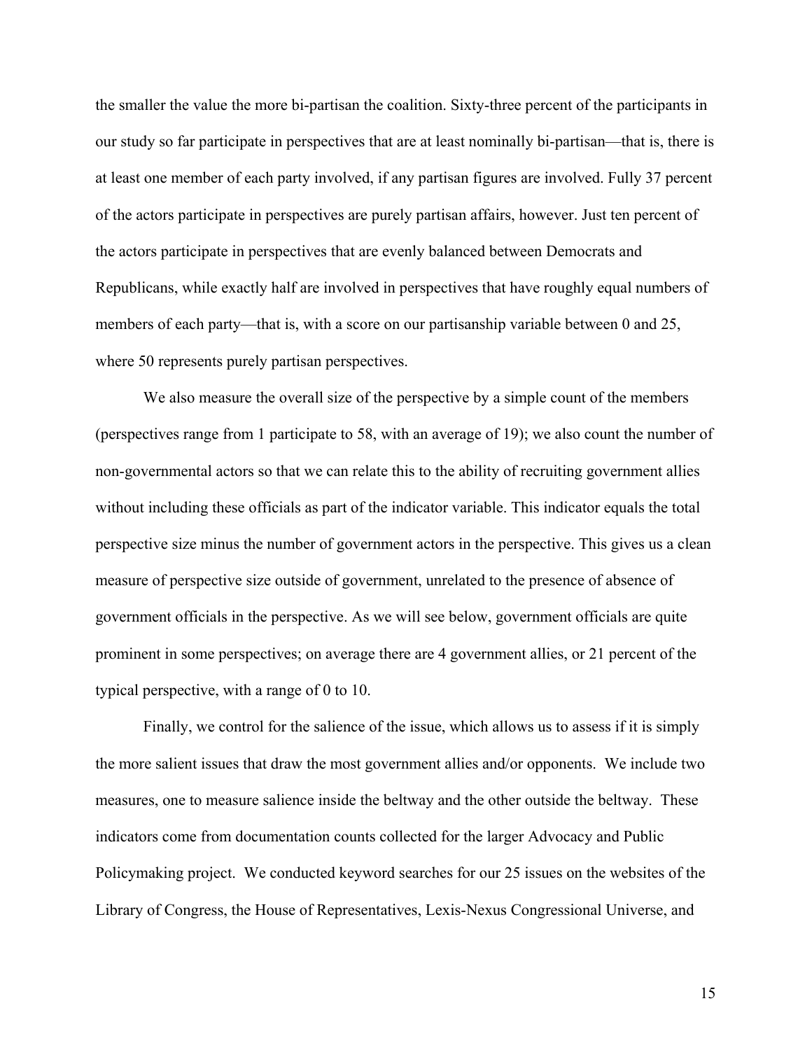the smaller the value the more bi-partisan the coalition. Sixty-three percent of the participants in our study so far participate in perspectives that are at least nominally bi-partisan—that is, there is at least one member of each party involved, if any partisan figures are involved. Fully 37 percent of the actors participate in perspectives are purely partisan affairs, however. Just ten percent of the actors participate in perspectives that are evenly balanced between Democrats and Republicans, while exactly half are involved in perspectives that have roughly equal numbers of members of each party—that is, with a score on our partisanship variable between 0 and 25, where 50 represents purely partisan perspectives.

We also measure the overall size of the perspective by a simple count of the members (perspectives range from 1 participate to 58, with an average of 19); we also count the number of non-governmental actors so that we can relate this to the ability of recruiting government allies without including these officials as part of the indicator variable. This indicator equals the total perspective size minus the number of government actors in the perspective. This gives us a clean measure of perspective size outside of government, unrelated to the presence of absence of government officials in the perspective. As we will see below, government officials are quite prominent in some perspectives; on average there are 4 government allies, or 21 percent of the typical perspective, with a range of 0 to 10.

Finally, we control for the salience of the issue, which allows us to assess if it is simply the more salient issues that draw the most government allies and/or opponents. We include two measures, one to measure salience inside the beltway and the other outside the beltway. These indicators come from documentation counts collected for the larger Advocacy and Public Policymaking project. We conducted keyword searches for our 25 issues on the websites of the Library of Congress, the House of Representatives, Lexis-Nexus Congressional Universe, and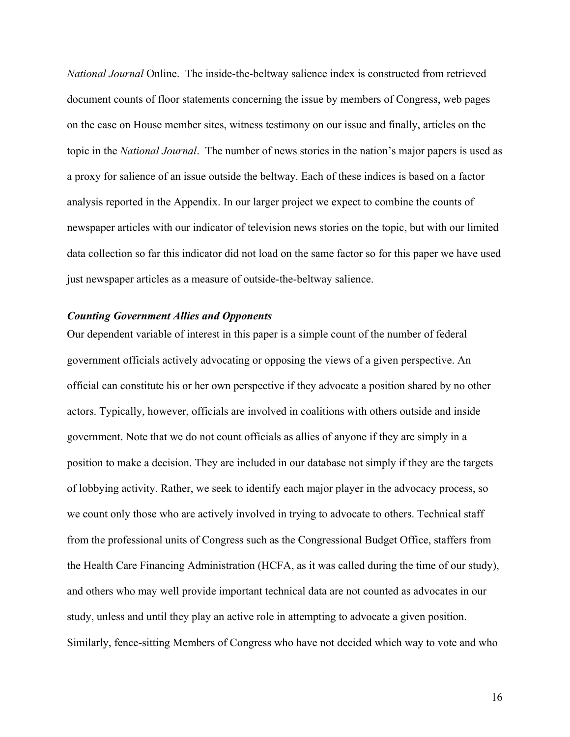*National Journal* Online. The inside-the-beltway salience index is constructed from retrieved document counts of floor statements concerning the issue by members of Congress, web pages on the case on House member sites, witness testimony on our issue and finally, articles on the topic in the *National Journal*. The number of news stories in the nation's major papers is used as a proxy for salience of an issue outside the beltway. Each of these indices is based on a factor analysis reported in the Appendix. In our larger project we expect to combine the counts of newspaper articles with our indicator of television news stories on the topic, but with our limited data collection so far this indicator did not load on the same factor so for this paper we have used just newspaper articles as a measure of outside-the-beltway salience.

### *Counting Government Allies and Opponents*

Our dependent variable of interest in this paper is a simple count of the number of federal government officials actively advocating or opposing the views of a given perspective. An official can constitute his or her own perspective if they advocate a position shared by no other actors. Typically, however, officials are involved in coalitions with others outside and inside government. Note that we do not count officials as allies of anyone if they are simply in a position to make a decision. They are included in our database not simply if they are the targets of lobbying activity. Rather, we seek to identify each major player in the advocacy process, so we count only those who are actively involved in trying to advocate to others. Technical staff from the professional units of Congress such as the Congressional Budget Office, staffers from the Health Care Financing Administration (HCFA, as it was called during the time of our study), and others who may well provide important technical data are not counted as advocates in our study, unless and until they play an active role in attempting to advocate a given position. Similarly, fence-sitting Members of Congress who have not decided which way to vote and who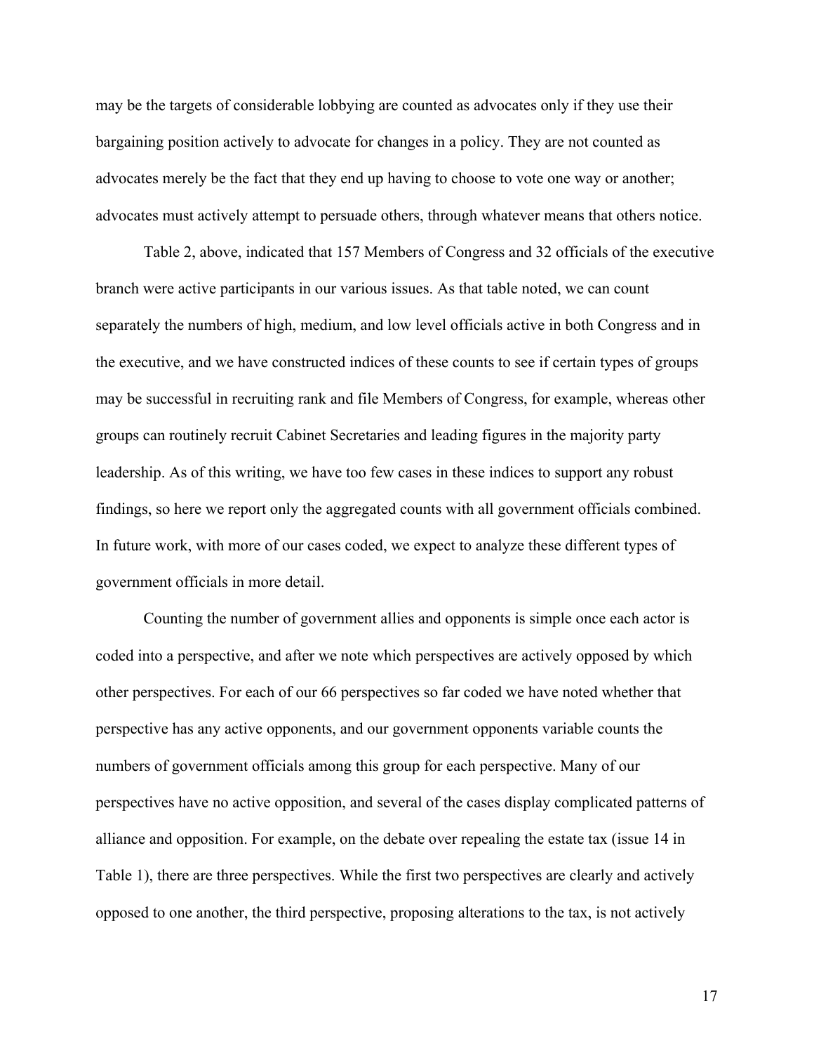may be the targets of considerable lobbying are counted as advocates only if they use their bargaining position actively to advocate for changes in a policy. They are not counted as advocates merely be the fact that they end up having to choose to vote one way or another; advocates must actively attempt to persuade others, through whatever means that others notice.

Table 2, above, indicated that 157 Members of Congress and 32 officials of the executive branch were active participants in our various issues. As that table noted, we can count separately the numbers of high, medium, and low level officials active in both Congress and in the executive, and we have constructed indices of these counts to see if certain types of groups may be successful in recruiting rank and file Members of Congress, for example, whereas other groups can routinely recruit Cabinet Secretaries and leading figures in the majority party leadership. As of this writing, we have too few cases in these indices to support any robust findings, so here we report only the aggregated counts with all government officials combined. In future work, with more of our cases coded, we expect to analyze these different types of government officials in more detail.

Counting the number of government allies and opponents is simple once each actor is coded into a perspective, and after we note which perspectives are actively opposed by which other perspectives. For each of our 66 perspectives so far coded we have noted whether that perspective has any active opponents, and our government opponents variable counts the numbers of government officials among this group for each perspective. Many of our perspectives have no active opposition, and several of the cases display complicated patterns of alliance and opposition. For example, on the debate over repealing the estate tax (issue 14 in Table 1), there are three perspectives. While the first two perspectives are clearly and actively opposed to one another, the third perspective, proposing alterations to the tax, is not actively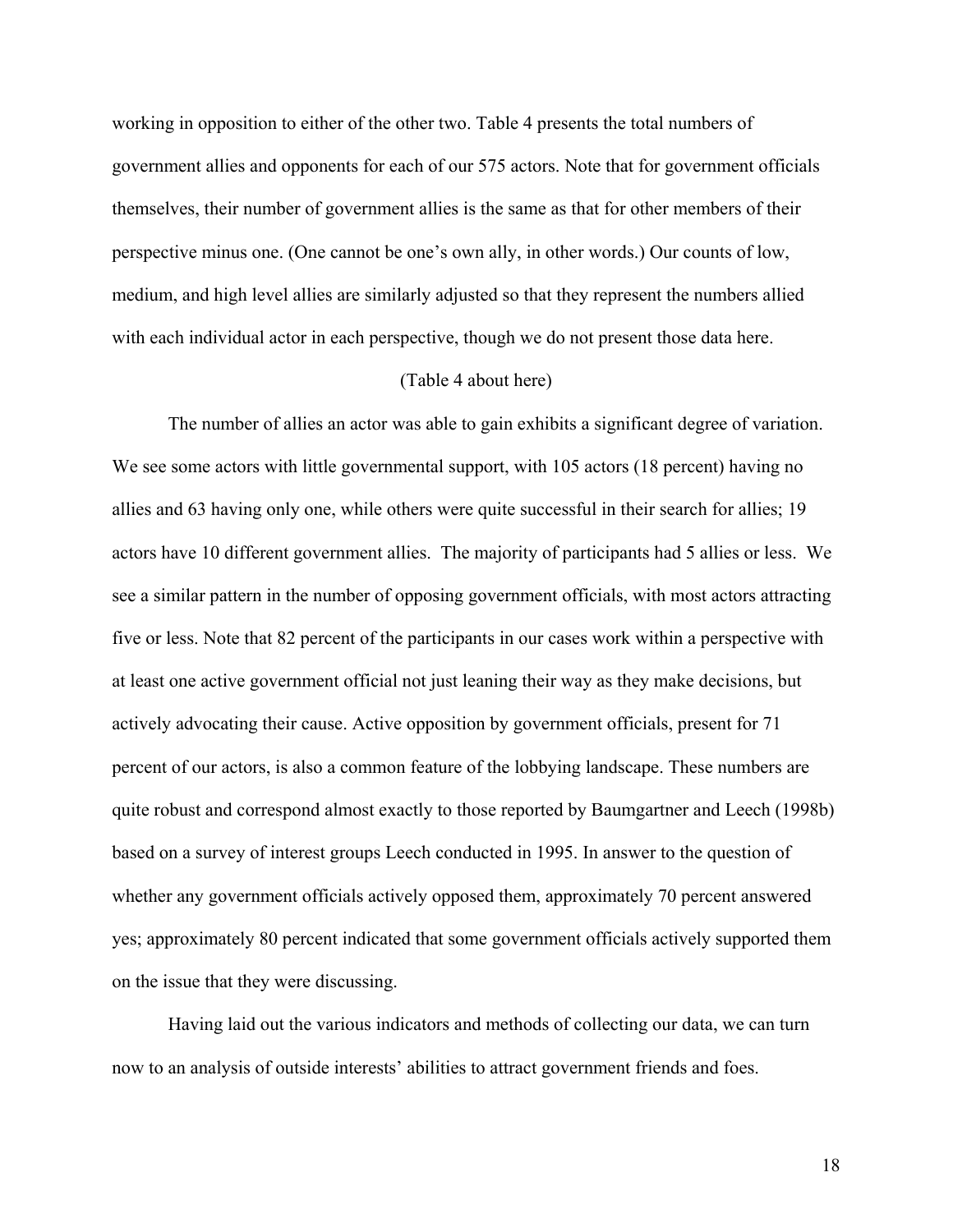working in opposition to either of the other two. Table 4 presents the total numbers of government allies and opponents for each of our 575 actors. Note that for government officials themselves, their number of government allies is the same as that for other members of their perspective minus one. (One cannot be one's own ally, in other words.) Our counts of low, medium, and high level allies are similarly adjusted so that they represent the numbers allied with each individual actor in each perspective, though we do not present those data here.

(Table 4 about here)

The number of allies an actor was able to gain exhibits a significant degree of variation. We see some actors with little governmental support, with 105 actors (18 percent) having no allies and 63 having only one, while others were quite successful in their search for allies; 19 actors have 10 different government allies. The majority of participants had 5 allies or less. We see a similar pattern in the number of opposing government officials, with most actors attracting five or less. Note that 82 percent of the participants in our cases work within a perspective with at least one active government official not just leaning their way as they make decisions, but actively advocating their cause. Active opposition by government officials, present for 71 percent of our actors, is also a common feature of the lobbying landscape. These numbers are quite robust and correspond almost exactly to those reported by Baumgartner and Leech (1998b) based on a survey of interest groups Leech conducted in 1995. In answer to the question of whether any government officials actively opposed them, approximately 70 percent answered yes; approximately 80 percent indicated that some government officials actively supported them on the issue that they were discussing.

Having laid out the various indicators and methods of collecting our data, we can turn now to an analysis of outside interests' abilities to attract government friends and foes.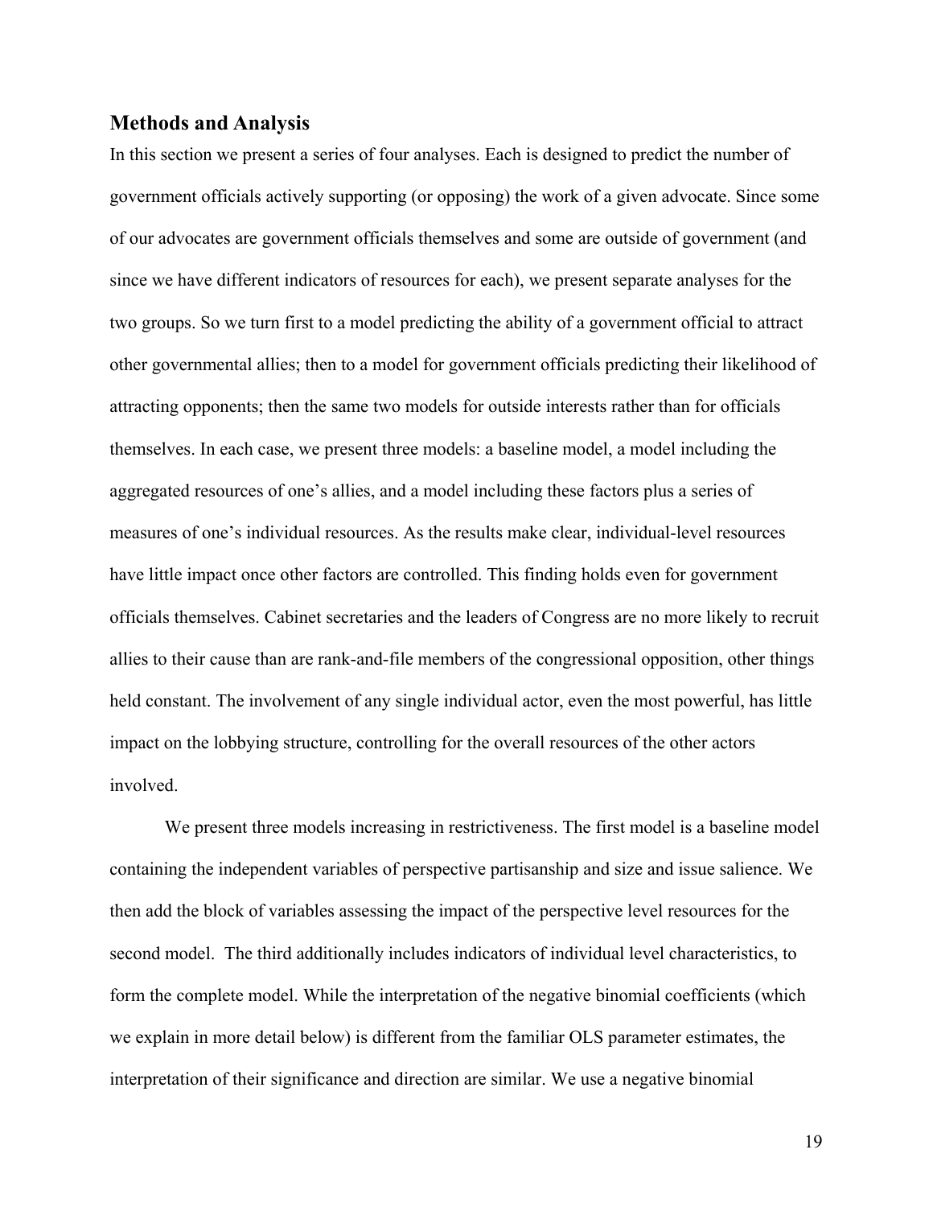## Methods and Analysis

In this section we present a series of four analyses. Each is designed to predict the number of government officials actively supporting (or opposing) the work of a given advocate. Since some of our advocates are government officials themselves and some are outside of government (and since we have different indicators of resources for each), we present separate analyses for the two groups. So we turn first to a model predicting the ability of a government official to attract other governmental allies; then to a model for government officials predicting their likelihood of attracting opponents; then the same two models for outside interests rather than for officials themselves. In each case, we present three models: a baseline model, a model including the aggregated resources of one's allies, and a model including these factors plus a series of measures of one's individual resources. As the results make clear, individual-level resources have little impact once other factors are controlled. This finding holds even for government officials themselves. Cabinet secretaries and the leaders of Congress are no more likely to recruit allies to their cause than are rank-and-file members of the congressional opposition, other things held constant. The involvement of any single individual actor, even the most powerful, has little impact on the lobbying structure, controlling for the overall resources of the other actors involved.

We present three models increasing in restrictiveness. The first model is a baseline model containing the independent variables of perspective partisanship and size and issue salience. We then add the block of variables assessing the impact of the perspective level resources for the second model. The third additionally includes indicators of individual level characteristics, to form the complete model. While the interpretation of the negative binomial coefficients (which we explain in more detail below) is different from the familiar OLS parameter estimates, the interpretation of their significance and direction are similar. We use a negative binomial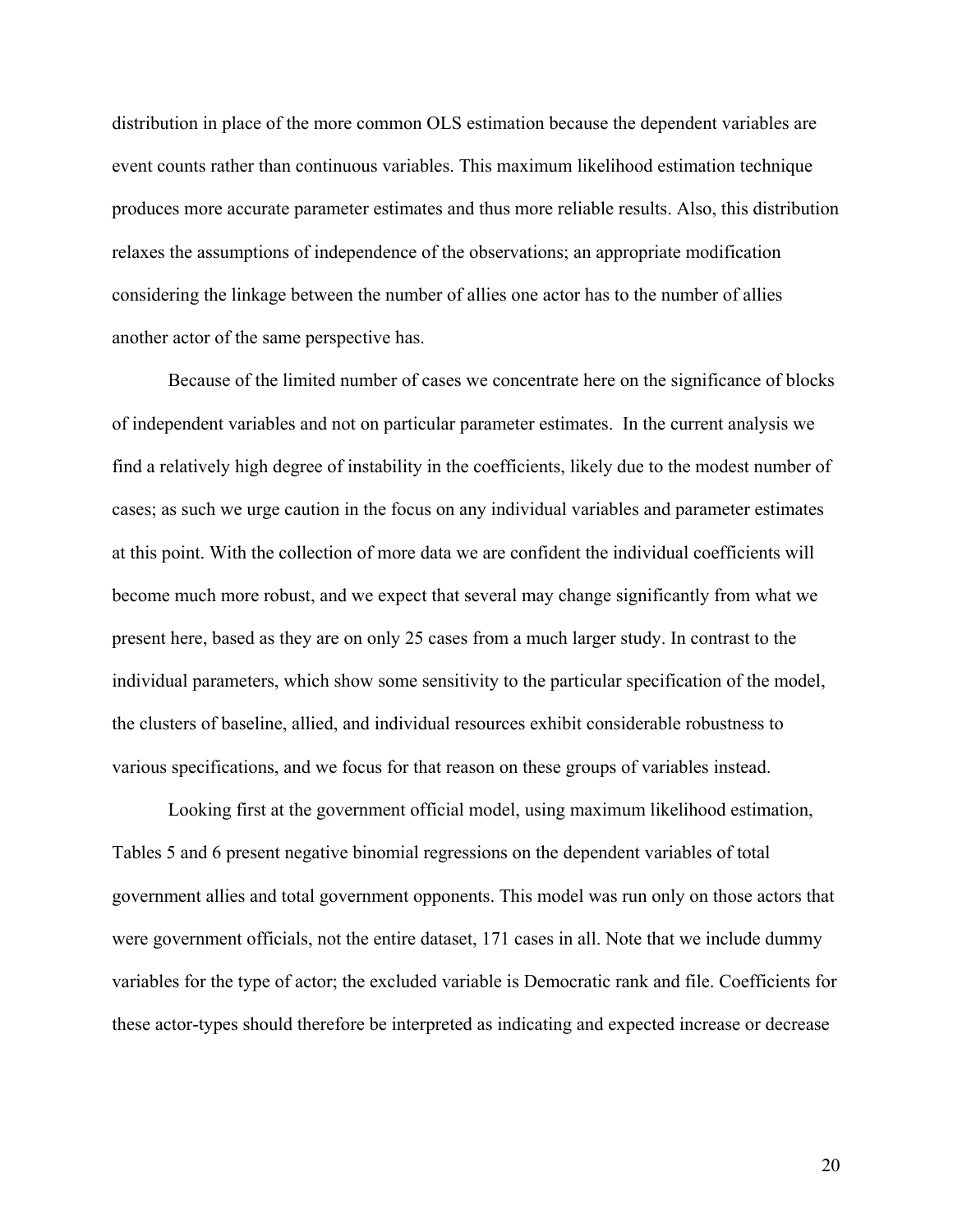distribution in place of the more common OLS estimation because the dependent variables are event counts rather than continuous variables. This maximum likelihood estimation technique produces more accurate parameter estimates and thus more reliable results. Also, this distribution relaxes the assumptions of independence of the observations; an appropriate modification considering the linkage between the number of allies one actor has to the number of allies another actor of the same perspective has.

Because of the limited number of cases we concentrate here on the significance of blocks of independent variables and not on particular parameter estimates. In the current analysis we find a relatively high degree of instability in the coefficients, likely due to the modest number of cases; as such we urge caution in the focus on any individual variables and parameter estimates at this point. With the collection of more data we are confident the individual coefficients will become much more robust, and we expect that several may change significantly from what we present here, based as they are on only 25 cases from a much larger study. In contrast to the individual parameters, which show some sensitivity to the particular specification of the model, the clusters of baseline, allied, and individual resources exhibit considerable robustness to various specifications, and we focus for that reason on these groups of variables instead.

Looking first at the government official model, using maximum likelihood estimation, Tables 5 and 6 present negative binomial regressions on the dependent variables of total government allies and total government opponents. This model was run only on those actors that were government officials, not the entire dataset, 171 cases in all. Note that we include dummy variables for the type of actor; the excluded variable is Democratic rank and file. Coefficients for these actor-types should therefore be interpreted as indicating and expected increase or decrease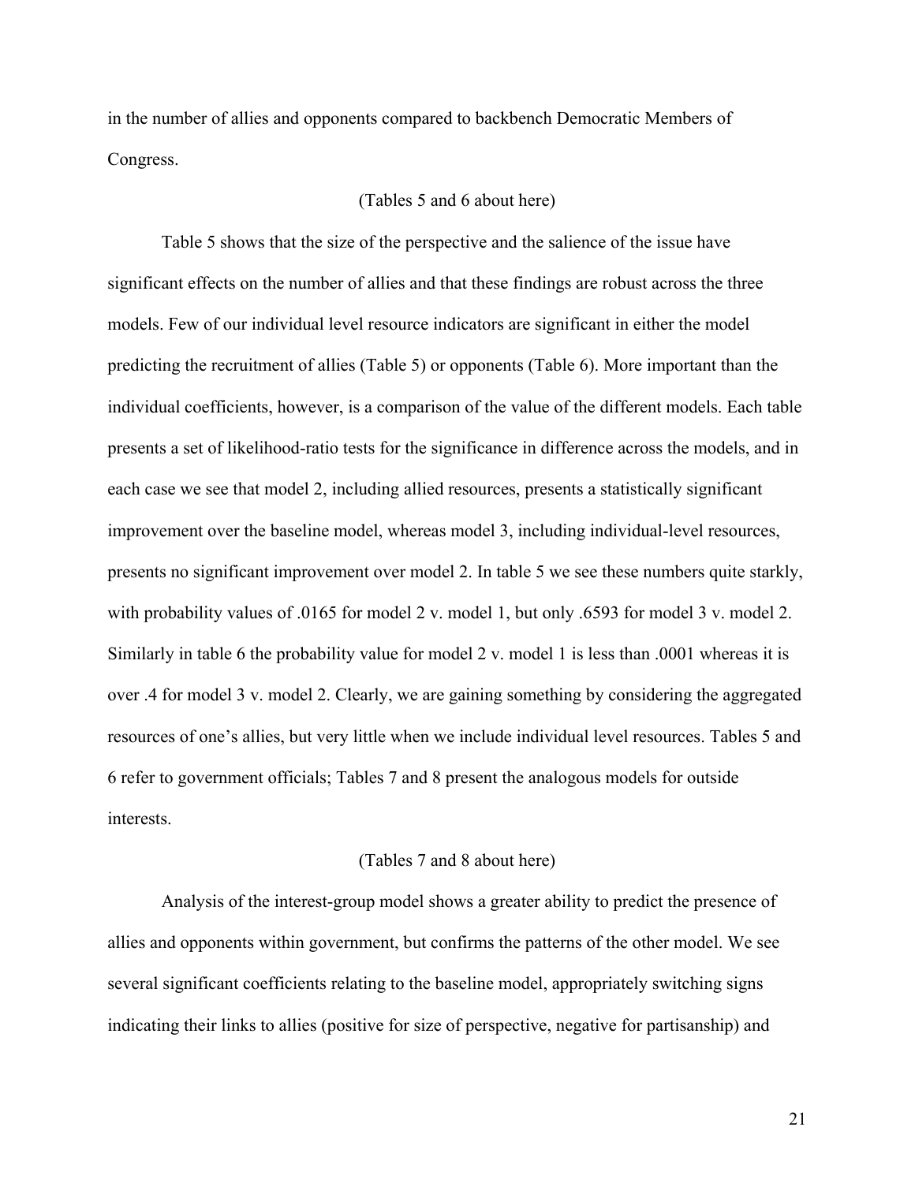in the number of allies and opponents compared to backbench Democratic Members of Congress.

(Tables 5 and 6 about here)

Table 5 shows that the size of the perspective and the salience of the issue have significant effects on the number of allies and that these findings are robust across the three models. Few of our individual level resource indicators are significant in either the model predicting the recruitment of allies (Table 5) or opponents (Table 6). More important than the individual coefficients, however, is a comparison of the value of the different models. Each table presents a set of likelihood-ratio tests for the significance in difference across the models, and in each case we see that model 2, including allied resources, presents a statistically significant improvement over the baseline model, whereas model 3, including individual-level resources, presents no significant improvement over model 2. In table 5 we see these numbers quite starkly, with probability values of .0165 for model 2 v. model 1, but only .6593 for model 3 v. model 2. Similarly in table 6 the probability value for model 2 v. model 1 is less than .0001 whereas it is over .4 for model 3 v. model 2. Clearly, we are gaining something by considering the aggregated resources of one's allies, but very little when we include individual level resources. Tables 5 and 6 refer to government officials; Tables 7 and 8 present the analogous models for outside interests.

(Tables 7 and 8 about here)

Analysis of the interest-group model shows a greater ability to predict the presence of allies and opponents within government, but confirms the patterns of the other model. We see several significant coefficients relating to the baseline model, appropriately switching signs indicating their links to allies (positive for size of perspective, negative for partisanship) and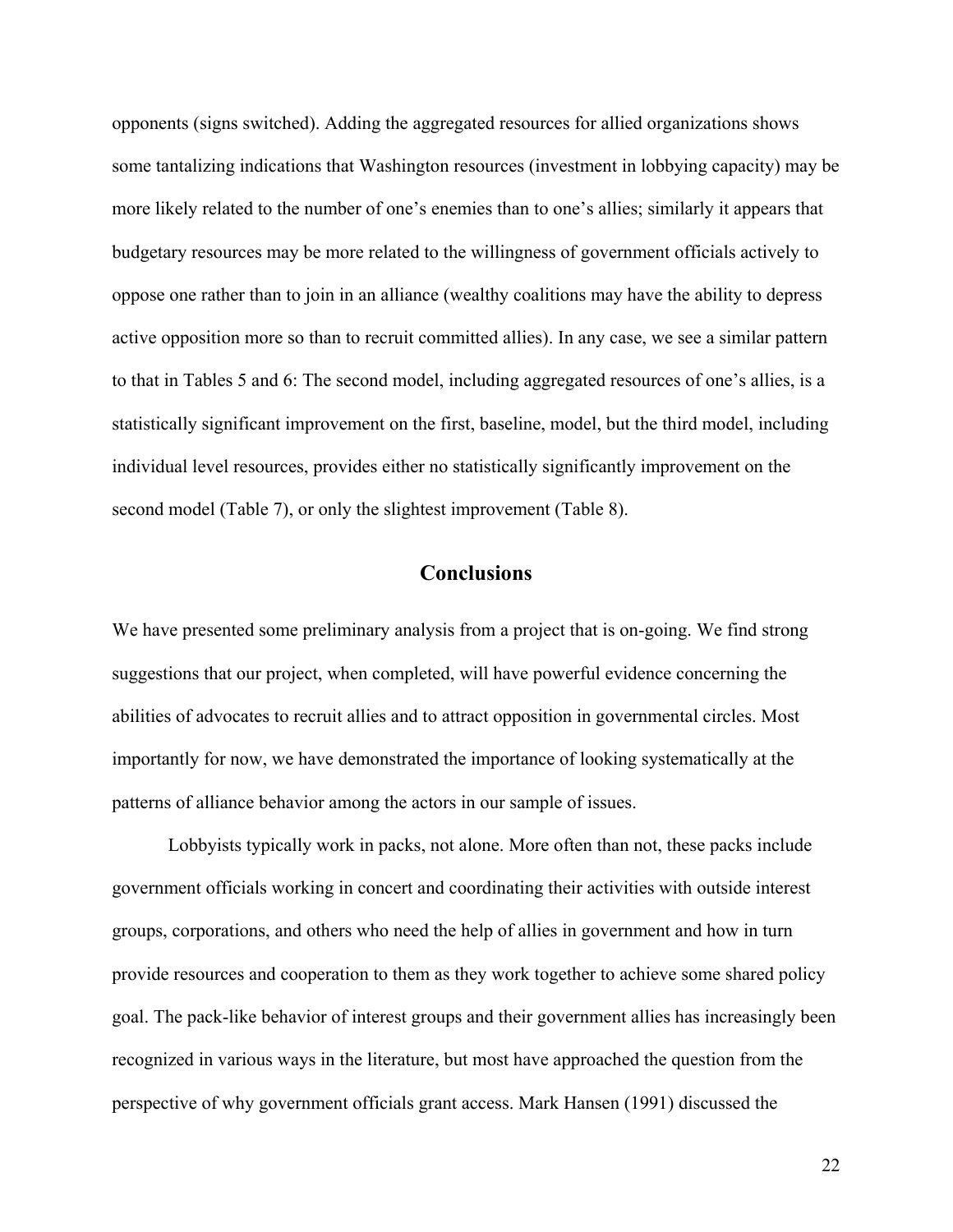opponents (signs switched). Adding the aggregated resources for allied organizations shows some tantalizing indications that Washington resources (investment in lobbying capacity) may be more likely related to the number of one's enemies than to one's allies; similarly it appears that budgetary resources may be more related to the willingness of government officials actively to oppose one rather than to join in an alliance (wealthy coalitions may have the ability to depress active opposition more so than to recruit committed allies). In any case, we see a similar pattern to that in Tables 5 and 6: The second model, including aggregated resources of one's allies, is a statistically significant improvement on the first, baseline, model, but the third model, including individual level resources, provides either no statistically significantly improvement on the second model (Table 7), or only the slightest improvement (Table 8).

## Conclusions

We have presented some preliminary analysis from a project that is on-going. We find strong suggestions that our project, when completed, will have powerful evidence concerning the abilities of advocates to recruit allies and to attract opposition in governmental circles. Most importantly for now, we have demonstrated the importance of looking systematically at the patterns of alliance behavior among the actors in our sample of issues.

Lobbyists typically work in packs, not alone. More often than not, these packs include government officials working in concert and coordinating their activities with outside interest groups, corporations, and others who need the help of allies in government and how in turn provide resources and cooperation to them as they work together to achieve some shared policy goal. The pack-like behavior of interest groups and their government allies has increasingly been recognized in various ways in the literature, but most have approached the question from the perspective of why government officials grant access. Mark Hansen (1991) discussed the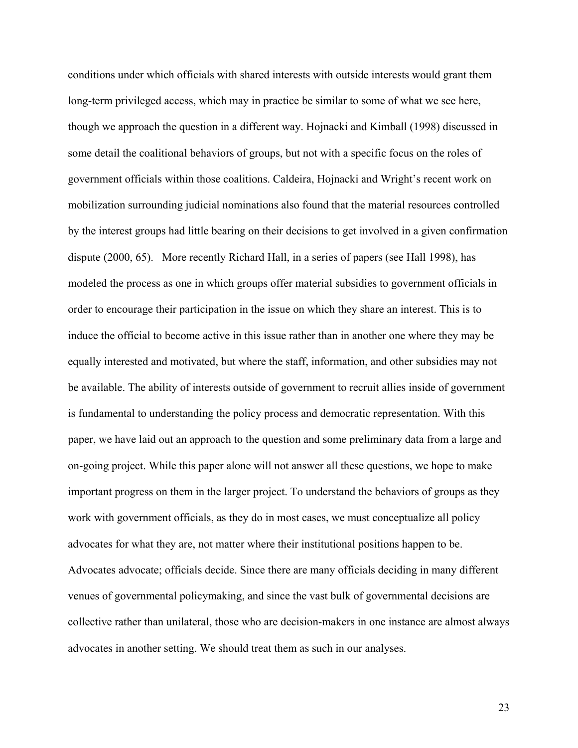conditions under which officials with shared interests with outside interests would grant them long-term privileged access, which may in practice be similar to some of what we see here, though we approach the question in a different way. Hojnacki and Kimball (1998) discussed in some detail the coalitional behaviors of groups, but not with a specific focus on the roles of government officials within those coalitions. Caldeira, Hojnacki and Wright's recent work on mobilization surrounding judicial nominations also found that the material resources controlled by the interest groups had little bearing on their decisions to get involved in a given confirmation dispute (2000, 65). More recently Richard Hall, in a series of papers (see Hall 1998), has modeled the process as one in which groups offer material subsidies to government officials in order to encourage their participation in the issue on which they share an interest. This is to induce the official to become active in this issue rather than in another one where they may be equally interested and motivated, but where the staff, information, and other subsidies may not be available. The ability of interests outside of government to recruit allies inside of government is fundamental to understanding the policy process and democratic representation. With this paper, we have laid out an approach to the question and some preliminary data from a large and on-going project. While this paper alone will not answer all these questions, we hope to make important progress on them in the larger project. To understand the behaviors of groups as they work with government officials, as they do in most cases, we must conceptualize all policy advocates for what they are, not matter where their institutional positions happen to be. Advocates advocate; officials decide. Since there are many officials deciding in many different venues of governmental policymaking, and since the vast bulk of governmental decisions are collective rather than unilateral, those who are decision-makers in one instance are almost always advocates in another setting. We should treat them as such in our analyses.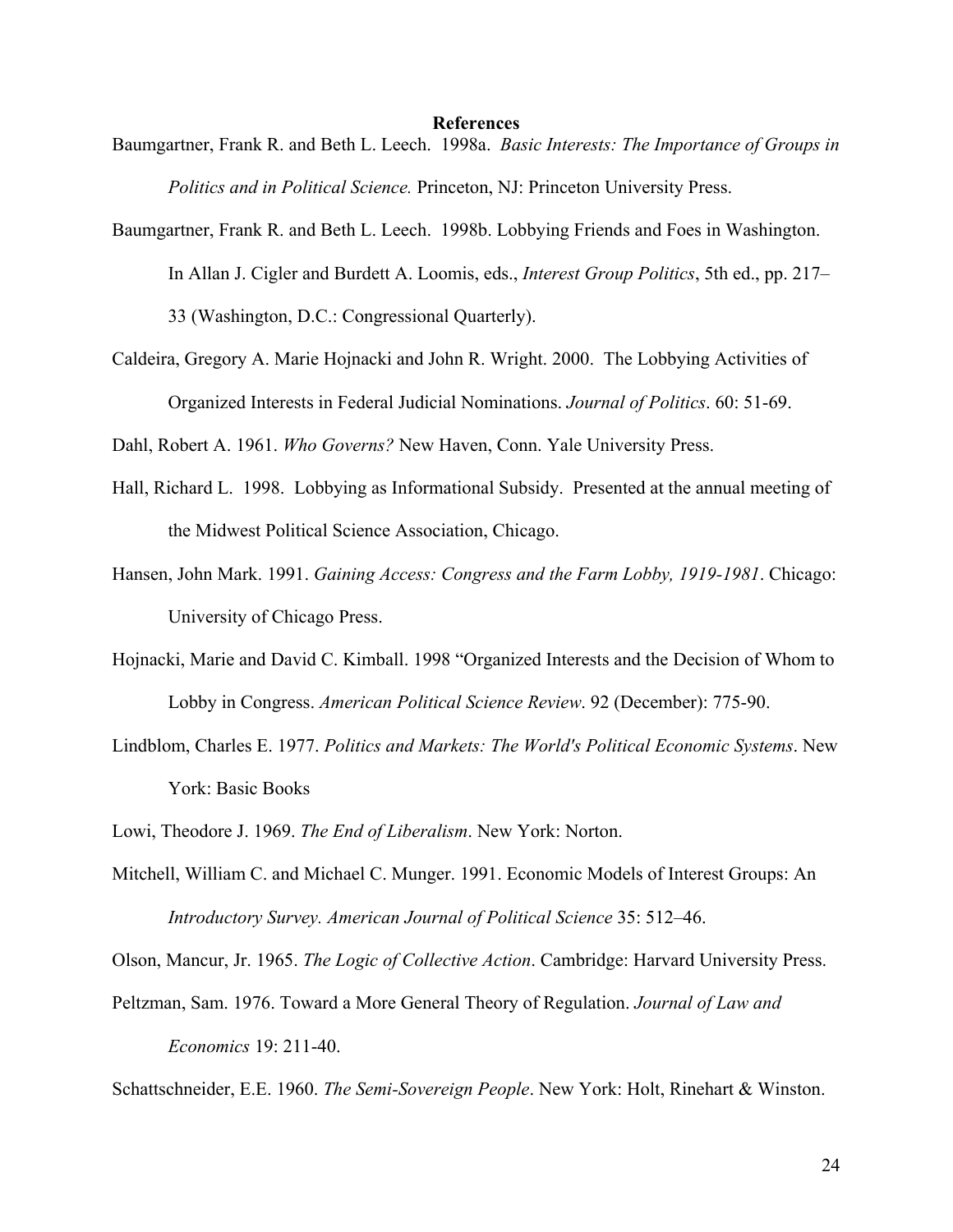# References

Baumgartner, Frank R. and Beth L. Leech. 1998a. *Basic Interests: The Importance of Groups in Politics and in Political Science.* Princeton, NJ: Princeton University Press.

Baumgartner, Frank R. and Beth L. Leech. 1998b. Lobbying Friends and Foes in Washington. In Allan J. Cigler and Burdett A. Loomis, eds., *Interest Group Politics*, 5th ed., pp. 217–33 (Washington, D.C.: Congressional Quarterly).

Caldeira, Gregory A. Marie Hojnacki and John R. Wright. 2000. The Lobbying Activities of Organized Interests in Federal Judicial Nominations. *Journal of Politics*. 60: 51-69.

Dahl, Robert A. 1961. *Who Governs?* New Haven, Conn. Yale University Press.

Hall, Richard L. 1998. Lobbying as Informational Subsidy. Presented at the annual meeting of the Midwest Political Science Association, Chicago.

Hansen, John Mark. 1991. *Gaining Access: Congress and the Farm Lobby, 1919-1981*. Chicago: University of Chicago Press.

Hojnacki, Marie and David C. Kimball. 1998 "Organized Interests and the Decision of Whom to Lobby in Congress. *American Political Science Review*. 92 (December): 775-90.

Lindblom, Charles E. 1977. *Politics and Markets: The World's Political Economic Systems*. New York: Basic Books

Lowi, Theodore J. 1969. *The End of Liberalism*. New York: Norton.

Mitchell, William C. and Michael C. Munger. 1991. Economic Models of Interest Groups: An *Introductory Survey. American Journal of Political Science* 35: 512–46.

Olson, Mancur, Jr. 1965. *The Logic of Collective Action*. Cambridge: Harvard University Press.

Peltzman, Sam. 1976. Toward a More General Theory of Regulation. *Journal of Law and Economics* 19: 211-40.

Schattschneider, E.E. 1960. *The Semi-Sovereign People*. New York: Holt, Rinehart & Winston.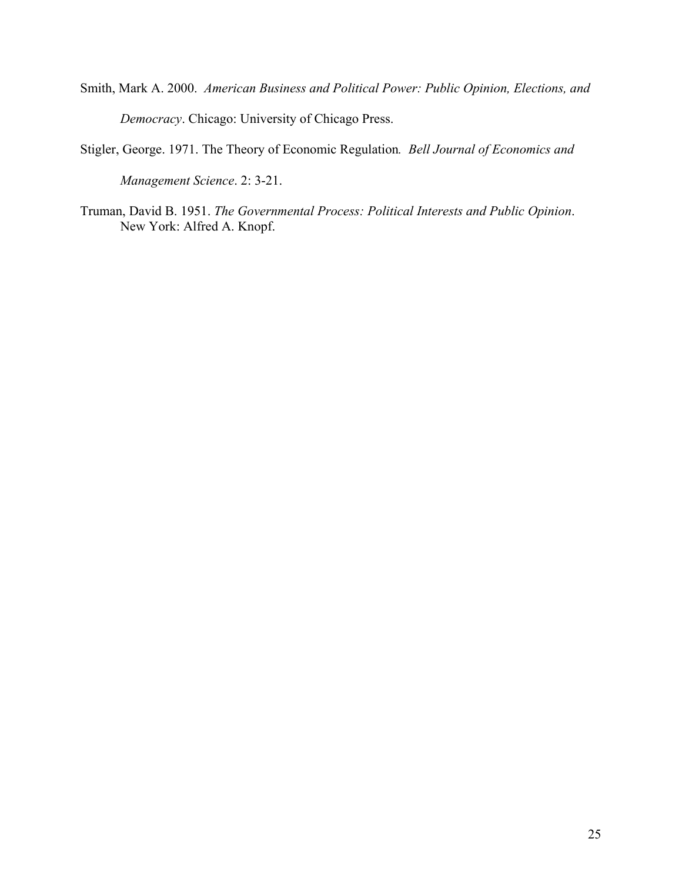Smith, Mark A. 2000. *American Business and Political Power: Public Opinion, Elections, and Democracy*. Chicago: University of Chicago Press.

Stigler, George. 1971. The Theory of Economic Regulation*.* *Bell Journal of Economics and Management Science*. 2: 3-21.

Truman, David B. 1951. *The Governmental Process: Political Interests and Public Opinion*. New York: Alfred A. Knopf.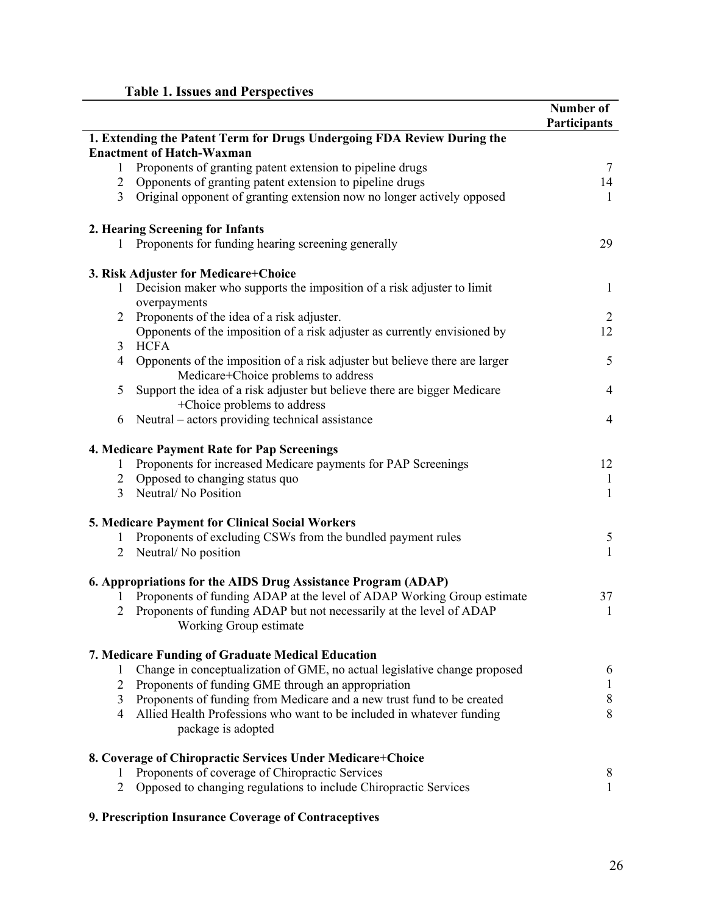**Table 1. Issues and Perspectives**

| | Number of Participants |
|---|---|
| **1. Extending the Patent Term for Drugs Undergoing FDA Review During the Enactment of Hatch-Waxman** | |
| 1 Proponents of granting patent extension to pipeline drugs | 7 |
| 2 Opponents of granting patent extension to pipeline drugs | 14 |
| 3 Original opponent of granting extension now no longer actively opposed | 1 |
| **2. Hearing Screening for Infants** | |
| 1 Proponents for funding hearing screening generally | 29 |
| **3. Risk Adjuster for Medicare+Choice** | |
| 1 Decision maker who supports the imposition of a risk adjuster to limit overpayments | 1 |
| 2 Proponents of the idea of a risk adjuster. | 2 |
| 3 Opponents of the imposition of a risk adjuster as currently envisioned by HCFA | 12 |
| 4 Opponents of the imposition of a risk adjuster but believe there are larger Medicare+Choice problems to address | 5 |
| 5 Support the idea of a risk adjuster but believe there are bigger Medicare +Choice problems to address | 4 |
| 6 Neutral – actors providing technical assistance | 4 |
| **4. Medicare Payment Rate for Pap Screenings** | |
| 1 Proponents for increased Medicare payments for PAP Screenings | 12 |
| 2 Opposed to changing status quo | 1 |
| 3 Neutral/ No Position | 1 |
| **5. Medicare Payment for Clinical Social Workers** | |
| 1 Proponents of excluding CSWs from the bundled payment rules | 5 |
| 2 Neutral/ No position | 1 |
| **6. Appropriations for the AIDS Drug Assistance Program (ADAP)** | |
| 1 Proponents of funding ADAP at the level of ADAP Working Group estimate | 37 |
| 2 Proponents of funding ADAP but not necessarily at the level of ADAP Working Group estimate | 1 |
| **7. Medicare Funding of Graduate Medical Education** | |
| 1 Change in conceptualization of GME, no actual legislative change proposed | 6 |
| 2 Proponents of funding GME through an appropriation | 1 |
| 3 Proponents of funding from Medicare and a new trust fund to be created | 8 |
| 4 Allied Health Professions who want to be included in whatever funding package is adopted | 8 |
| **8. Coverage of Chiropractic Services Under Medicare+Choice** | |
| 1 Proponents of coverage of Chiropractic Services | 8 |
| 2 Opposed to changing regulations to include Chiropractic Services | 1 |
| **9. Prescription Insurance Coverage of Contraceptives** | |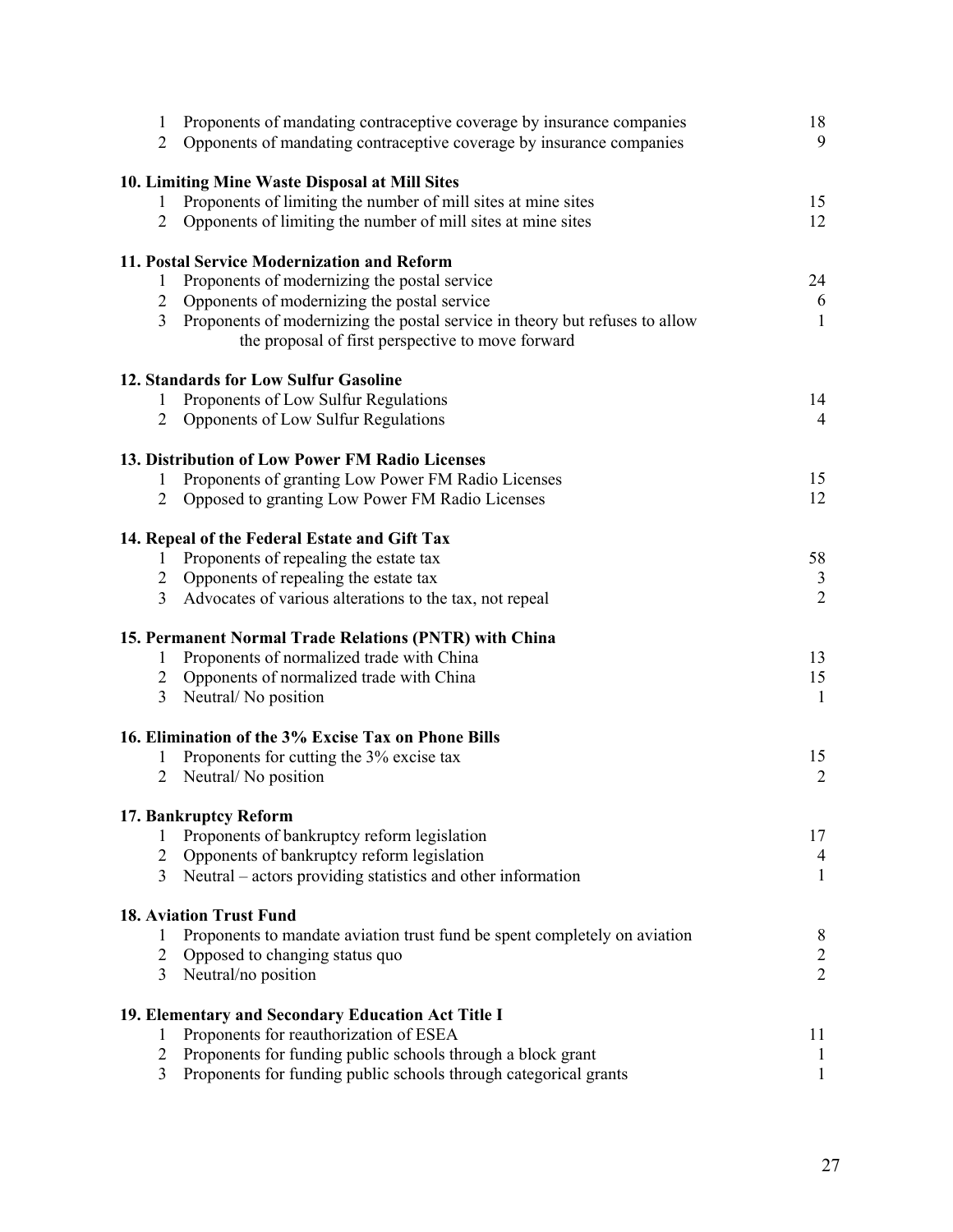| | | |
|---|---|---|
| 1 | Proponents of mandating contraceptive coverage by insurance companies | 18 |
| 2 | Opponents of mandating contraceptive coverage by insurance companies | 9 |

**10. Limiting Mine Waste Disposal at Mill Sites**

| | | |
|---|---|---|
| 1 | Proponents of limiting the number of mill sites at mine sites | 15 |
| 2 | Opponents of limiting the number of mill sites at mine sites | 12 |

**11. Postal Service Modernization and Reform**

| | | |
|---|---|---|
| 1 | Proponents of modernizing the postal service | 24 |
| 2 | Opponents of modernizing the postal service | 6 |
| 3 | Proponents of modernizing the postal service in theory but refuses to allow the proposal of first perspective to move forward | 1 |

**12. Standards for Low Sulfur Gasoline**

| | | |
|---|---|---|
| 1 | Proponents of Low Sulfur Regulations | 14 |
| 2 | Opponents of Low Sulfur Regulations | 4 |

**13. Distribution of Low Power FM Radio Licenses**

| | | |
|---|---|---|
| 1 | Proponents of granting Low Power FM Radio Licenses | 15 |
| 2 | Opposed to granting Low Power FM Radio Licenses | 12 |

**14. Repeal of the Federal Estate and Gift Tax**

| | | |
|---|---|---|
| 1 | Proponents of repealing the estate tax | 58 |
| 2 | Opponents of repealing the estate tax | 3 |
| 3 | Advocates of various alterations to the tax, not repeal | 2 |

**15. Permanent Normal Trade Relations (PNTR) with China**

| | | |
|---|---|---|
| 1 | Proponents of normalized trade with China | 13 |
| 2 | Opponents of normalized trade with China | 15 |
| 3 | Neutral/ No position | 1 |

**16. Elimination of the 3% Excise Tax on Phone Bills**

| | | |
|---|---|---|
| 1 | Proponents for cutting the 3% excise tax | 15 |
| 2 | Neutral/ No position | 2 |

**17. Bankruptcy Reform**

| | | |
|---|---|---|
| 1 | Proponents of bankruptcy reform legislation | 17 |
| 2 | Opponents of bankruptcy reform legislation | 4 |
| 3 | Neutral – actors providing statistics and other information | 1 |

**18. Aviation Trust Fund**

| | | |
|---|---|---|
| 1 | Proponents to mandate aviation trust fund be spent completely on aviation | 8 |
| 2 | Opposed to changing status quo | 2 |
| 3 | Neutral/no position | 2 |

**19. Elementary and Secondary Education Act Title I**

| | | |
|---|---|---|
| 1 | Proponents for reauthorization of ESEA | 11 |
| 2 | Proponents for funding public schools through a block grant | 1 |
| 3 | Proponents for funding public schools through categorical grants | 1 |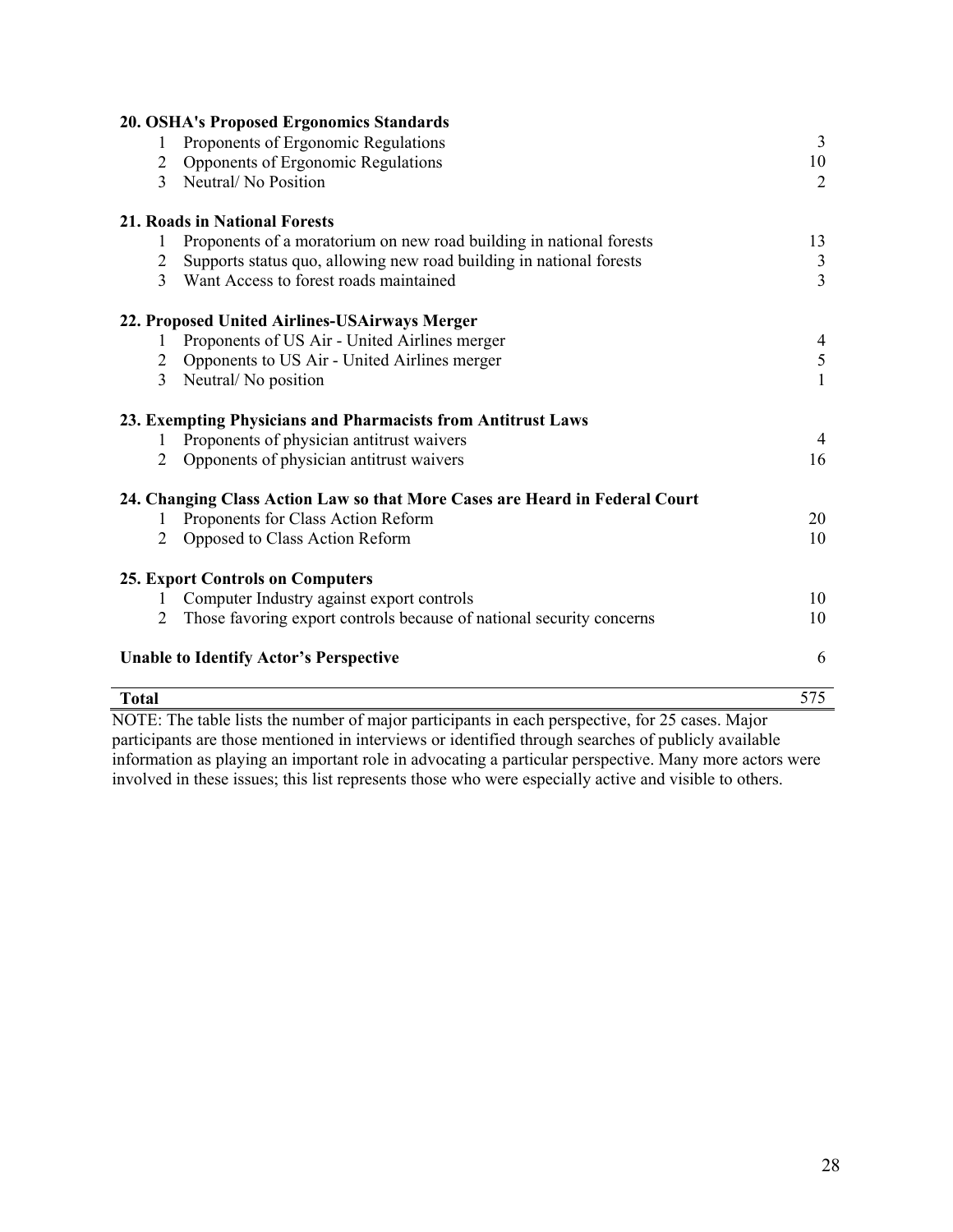| | | |
|---|---|---|
| **20. OSHA's Proposed Ergonomics Standards** | | |
| 1 | Proponents of Ergonomic Regulations | 3 |
| 2 | Opponents of Ergonomic Regulations | 10 |
| 3 | Neutral/ No Position | 2 |
| **21. Roads in National Forests** | | |
| 1 | Proponents of a moratorium on new road building in national forests | 13 |
| 2 | Supports status quo, allowing new road building in national forests | 3 |
| 3 | Want Access to forest roads maintained | 3 |
| **22. Proposed United Airlines-USAirways Merger** | | |
| 1 | Proponents of US Air - United Airlines merger | 4 |
| 2 | Opponents to US Air - United Airlines merger | 5 |
| 3 | Neutral/ No position | 1 |
| **23. Exempting Physicians and Pharmacists from Antitrust Laws** | | |
| 1 | Proponents of physician antitrust waivers | 4 |
| 2 | Opponents of physician antitrust waivers | 16 |
| **24. Changing Class Action Law so that More Cases are Heard in Federal Court** | | |
| 1 | Proponents for Class Action Reform | 20 |
| 2 | Opposed to Class Action Reform | 10 |
| **25. Export Controls on Computers** | | |
| 1 | Computer Industry against export controls | 10 |
| 2 | Those favoring export controls because of national security concerns | 10 |
| **Unable to Identify Actor's Perspective** | | 6 |
| **Total** | | 575 |

NOTE: The table lists the number of major participants in each perspective, for 25 cases. Major participants are those mentioned in interviews or identified through searches of publicly available information as playing an important role in advocating a particular perspective. Many more actors were involved in these issues; this list represents those who were especially active and visible to others.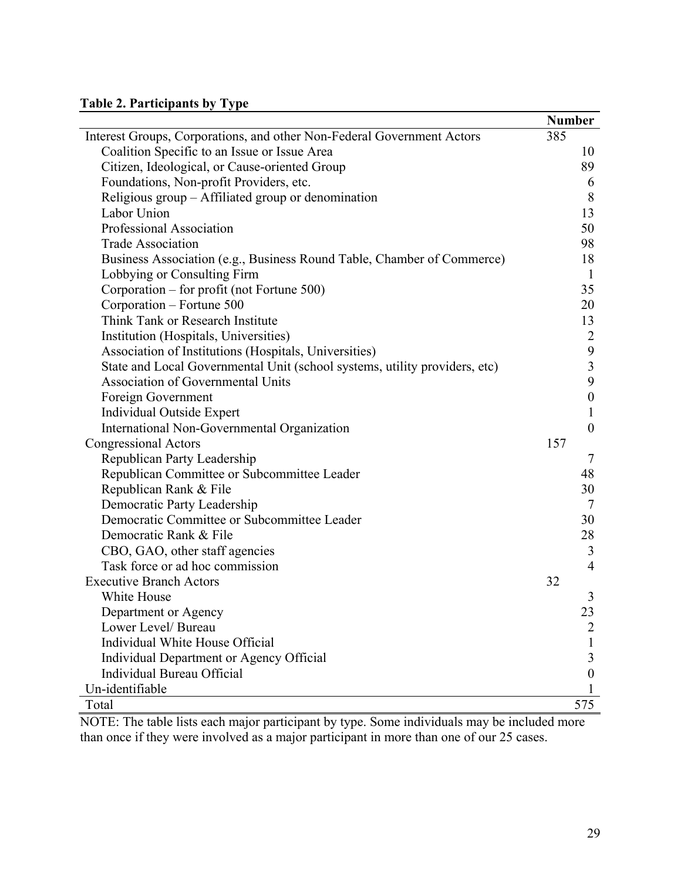**Table 2. Participants by Type**

| | Number | |
|---|---|---|
| Interest Groups, Corporations, and other Non-Federal Government Actors | 385 | |
| Coalition Specific to an Issue or Issue Area | | 10 |
| Citizen, Ideological, or Cause-oriented Group | | 89 |
| Foundations, Non-profit Providers, etc. | | 6 |
| Religious group – Affiliated group or denomination | | 8 |
| Labor Union | | 13 |
| Professional Association | | 50 |
| Trade Association | | 98 |
| Business Association (e.g., Business Round Table, Chamber of Commerce) | | 18 |
| Lobbying or Consulting Firm | | 1 |
| Corporation – for profit (not Fortune 500) | | 35 |
| Corporation – Fortune 500 | | 20 |
| Think Tank or Research Institute | | 13 |
| Institution (Hospitals, Universities) | | 2 |
| Association of Institutions (Hospitals, Universities) | | 9 |
| State and Local Governmental Unit (school systems, utility providers, etc) | | 3 |
| Association of Governmental Units | | 9 |
| Foreign Government | | 0 |
| Individual Outside Expert | | 1 |
| International Non-Governmental Organization | | 0 |
| Congressional Actors | 157 | |
| Republican Party Leadership | | 7 |
| Republican Committee or Subcommittee Leader | | 48 |
| Republican Rank & File | | 30 |
| Democratic Party Leadership | | 7 |
| Democratic Committee or Subcommittee Leader | | 30 |
| Democratic Rank & File | | 28 |
| CBO, GAO, other staff agencies | | 3 |
| Task force or ad hoc commission | | 4 |
| Executive Branch Actors | 32 | |
| White House | | 3 |
| Department or Agency | | 23 |
| Lower Level/ Bureau | | 2 |
| Individual White House Official | | 1 |
| Individual Department or Agency Official | | 3 |
| Individual Bureau Official | | 0 |
| Un-identifiable | | 1 |
| Total | | 575 |

NOTE: The table lists each major participant by type. Some individuals may be included more than once if they were involved as a major participant in more than one of our 25 cases.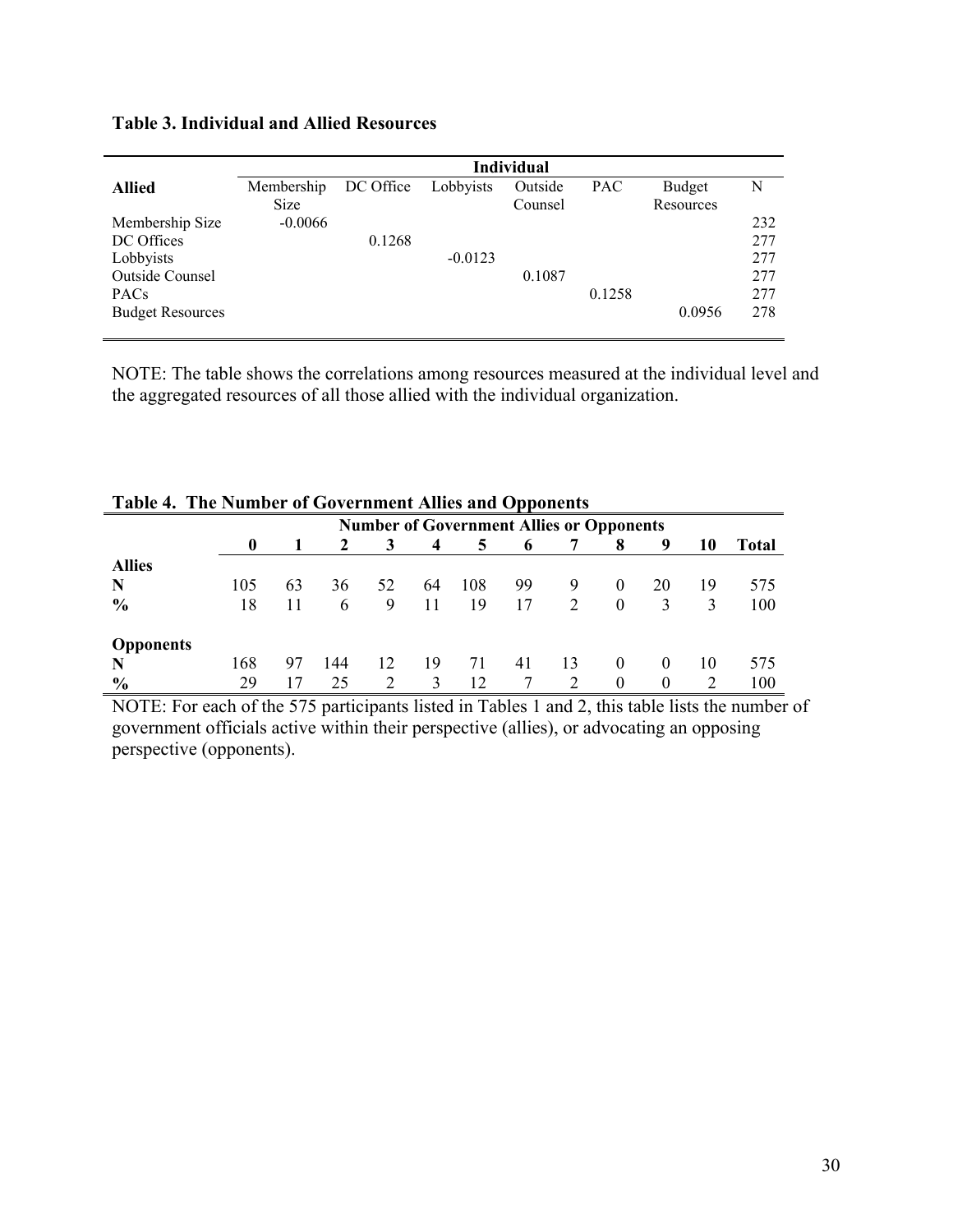**Table 3. Individual and Allied Resources**

| | Individual | | | | | | |
|---|---|---|---|---|---|---|---|
| **Allied** | Membership Size | DC Office | Lobbyists | Outside Counsel | PAC | Budget Resources | N |
| Membership Size | -0.0066 | | | | | | 232 |
| DC Offices | | 0.1268 | | | | | 277 |
| Lobbyists | | | -0.0123 | | | | 277 |
| Outside Counsel | | | | 0.1087 | | | 277 |
| PACs | | | | | 0.1258 | | 277 |
| Budget Resources | | | | | | 0.0956 | 278 |

NOTE: The table shows the correlations among resources measured at the individual level and the aggregated resources of all those allied with the individual organization.

**Table 4. The Number of Government Allies and Opponents**

| | **Number of Government Allies or Opponents** | | | | | | | | | | | |
|---|---|---|---|---|---|---|---|---|---|---|---|---|
| | **0** | **1** | **2** | **3** | **4** | **5** | **6** | **7** | **8** | **9** | **10** | **Total** |
| **Allies** | | | | | | | | | | | | |
| **N** | 105 | 63 | 36 | 52 | 64 | 108 | 99 | 9 | 0 | 20 | 19 | 575 |
| **%** | 18 | 11 | 6 | 9 | 11 | 19 | 17 | 2 | 0 | 3 | 3 | 100 |
| **Opponents** | | | | | | | | | | | | |
| **N** | 168 | 97 | 144 | 12 | 19 | 71 | 41 | 13 | 0 | 0 | 10 | 575 |
| **%** | 29 | 17 | 25 | 2 | 3 | 12 | 7 | 2 | 0 | 0 | 2 | 100 |

NOTE: For each of the 575 participants listed in Tables 1 and 2, this table lists the number of government officials active within their perspective (allies), or advocating an opposing perspective (opponents).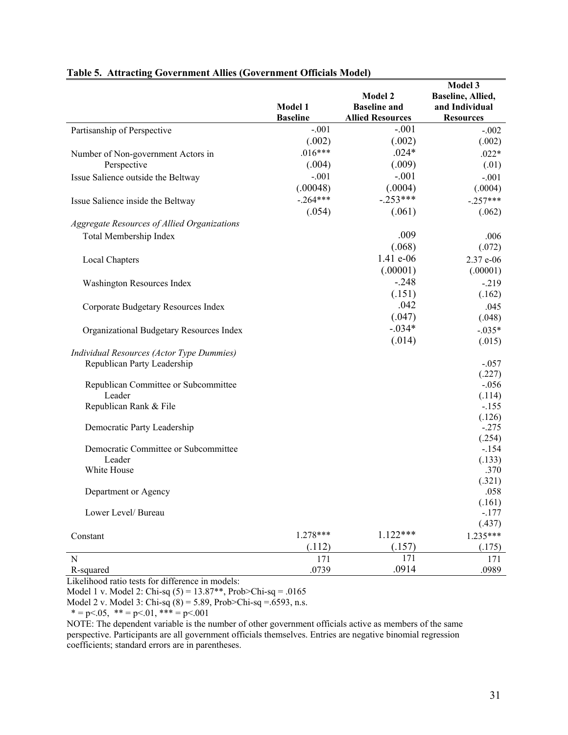**Table 5. Attracting Government Allies (Government Officials Model)**

| | Model 1 Baseline | Model 2 Baseline and Allied Resources | Model 3 Baseline, Allied, and Individual Resources |
|---|---|---|---|
| Partisanship of Perspective | -.001 | -.001 | -.002 |
| | (.002) | (.002) | (.002) |
| Number of Non-government Actors in Perspective | .016*** | .024* | .022* |
| | (.004) | (.009) | (.01) |
| Issue Salience outside the Beltway | -.001 | -.001 | -.001 |
| | (.00048) | (.0004) | (.0004) |
| Issue Salience inside the Beltway | -.264*** | -.253*** | -.257*** |
| | (.054) | (.061) | (.062) |
| *Aggregate Resources of Allied Organizations* | | | |
| Total Membership Index | | .009 | .006 |
| | | (.068) | (.072) |
| Local Chapters | | 1.41 e-06 | 2.37 e-06 |
| | | (.00001) | (.00001) |
| Washington Resources Index | | -.248 | -.219 |
| | | (.151) | (.162) |
| Corporate Budgetary Resources Index | | .042 | .045 |
| | | (.047) | (.048) |
| Organizational Budgetary Resources Index | | -.034* | -.035* |
| | | (.014) | (.015) |
| *Individual Resources (Actor Type Dummies)* | | | |
| Republican Party Leadership | | | -.057 |
| | | | (.227) |
| Republican Committee or Subcommittee Leader | | | -.056 |
| | | | (.114) |
| Republican Rank & File | | | -.155 |
| | | | (.126) |
| Democratic Party Leadership | | | -.275 |
| | | | (.254) |
| Democratic Committee or Subcommittee Leader | | | -.154 |
| | | | (.133) |
| White House | | | .370 |
| | | | (.321) |
| Department or Agency | | | .058 |
| | | | (.161) |
| Lower Level/ Bureau | | | -.177 |
| | | | (.437) |
| Constant | 1.278*** | 1.122*** | 1.235*** |
| | (.112) | (.157) | (.175) |
| N | 171 | 171 | 171 |
| R-squared | .0739 | .0914 | .0989 |

Likelihood ratio tests for difference in models:

Model 1 v. Model 2: Chi-sq (5) = 13.87**, Prob>Chi-sq = .0165

Model 2 v. Model 3: Chi-sq (8) = 5.89, Prob>Chi-sq =.6593, n.s.

\* = p<.05, ** = p<.01, *** = p<.001

NOTE: The dependent variable is the number of other government officials active as members of the same perspective. Participants are all government officials themselves. Entries are negative binomial regression coefficients; standard errors are in parentheses.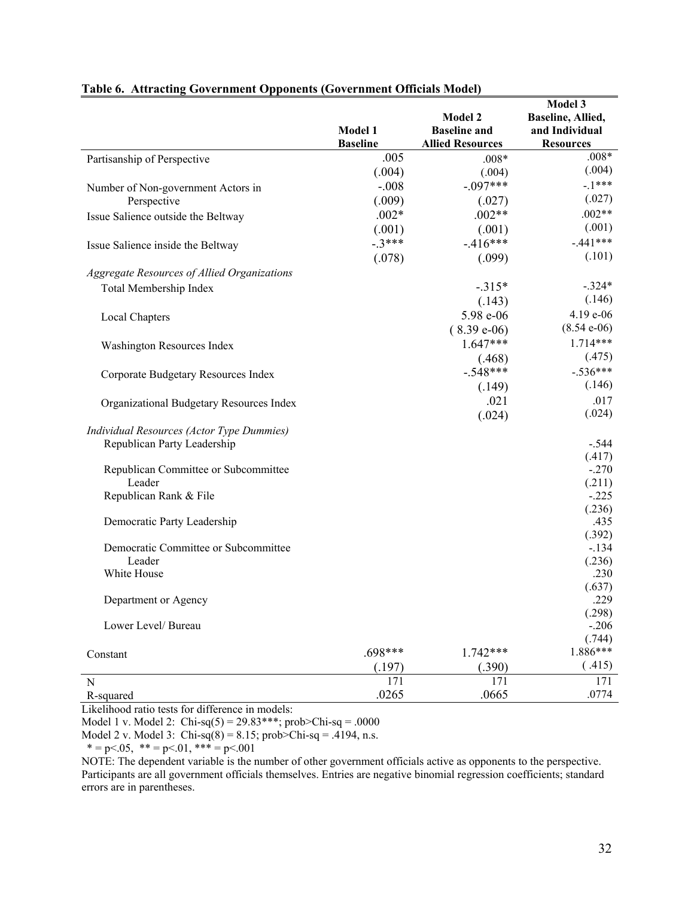**Table 6. Attracting Government Opponents (Government Officials Model)**

| | Model 1 Baseline | Model 2 Baseline and Allied Resources | Model 3 Baseline, Allied, and Individual Resources |
|---|---|---|---|
| Partisanship of Perspective | .005 | .008* | .008* |
| | (.004) | (.004) | (.004) |
| Number of Non-government Actors in Perspective | -.008 | -.097*** | -.1*** |
| | (.009) | (.027) | (.027) |
| Issue Salience outside the Beltway | .002* | .002** | .002** |
| | (.001) | (.001) | (.001) |
| Issue Salience inside the Beltway | -.3*** | -.416*** | -.441*** |
| | (.078) | (.099) | (.101) |
| *Aggregate Resources of Allied Organizations* | | | |
| Total Membership Index | | -.315* | -.324* |
| | | (.143) | (.146) |
| Local Chapters | | 5.98 e-06 | 4.19 e-06 |
| | | ( 8.39 e-06) | (8.54 e-06) |
| Washington Resources Index | | 1.647*** | 1.714*** |
| | | (.468) | (.475) |
| Corporate Budgetary Resources Index | | -.548*** | -.536*** |
| | | (.149) | (.146) |
| Organizational Budgetary Resources Index | | .021 | .017 |
| | | (.024) | (.024) |
| *Individual Resources (Actor Type Dummies)* | | | |
| Republican Party Leadership | | | -.544 |
| | | | (.417) |
| Republican Committee or Subcommittee Leader | | | -.270 |
| | | | (.211) |
| Republican Rank & File | | | -.225 |
| | | | (.236) |
| Democratic Party Leadership | | | .435 |
| | | | (.392) |
| Democratic Committee or Subcommittee Leader | | | -.134 |
| | | | (.236) |
| White House | | | .230 |
| | | | (.637) |
| Department or Agency | | | .229 |
| | | | (.298) |
| Lower Level/ Bureau | | | -.206 |
| | | | (.744) |
| Constant | .698*** | 1.742*** | 1.886*** |
| | (.197) | (.390) | ( .415) |
| N | 171 | 171 | 171 |
| R-squared | .0265 | .0665 | .0774 |

Likelihood ratio tests for difference in models:

Model 1 v. Model 2: Chi-sq(5) = 29.83***; prob>Chi-sq = .0000

Model 2 v. Model 3: Chi-sq(8) = 8.15; prob>Chi-sq = .4194, n.s.

\* = p<.05, ** = p<.01, *** = p<.001

NOTE: The dependent variable is the number of other government officials active as opponents to the perspective. Participants are all government officials themselves. Entries are negative binomial regression coefficients; standard errors are in parentheses.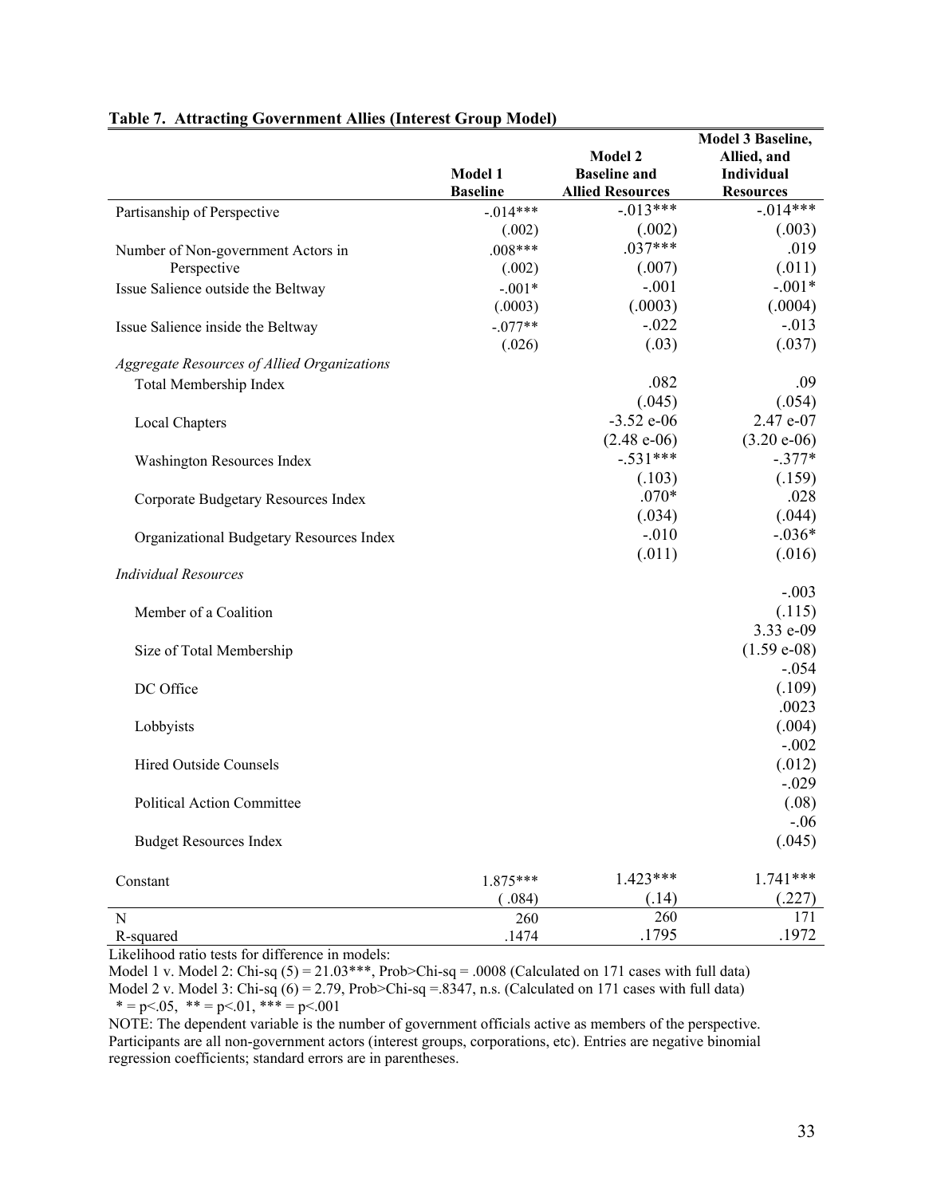**Table 7. Attracting Government Allies (Interest Group Model)**

| | Model 1 Baseline | Model 2 Baseline and Allied Resources | Model 3 Baseline, Allied, and Individual Resources |
|---|---|---|---|
| Partisanship of Perspective | -.014*** | -.013*** | -.014*** |
| | (.002) | (.002) | (.003) |
| Number of Non-government Actors in Perspective | .008*** | .037*** | .019 |
| | (.002) | (.007) | (.011) |
| Issue Salience outside the Beltway | -.001* | -.001 | -.001* |
| | (.0003) | (.0003) | (.0004) |
| Issue Salience inside the Beltway | -.077** | -.022 | -.013 |
| | (.026) | (.03) | (.037) |
| *Aggregate Resources of Allied Organizations* | | | |
| Total Membership Index | | .082 | .09 |
| | | (.045) | (.054) |
| Local Chapters | | -3.52 e-06 | 2.47 e-07 |
| | | (2.48 e-06) | (3.20 e-06) |
| Washington Resources Index | | -.531*** | -.377* |
| | | (.103) | (.159) |
| Corporate Budgetary Resources Index | | .070* | .028 |
| | | (.034) | (.044) |
| Organizational Budgetary Resources Index | | -.010 | -.036* |
| | | (.011) | (.016) |
| *Individual Resources* | | | |
| Member of a Coalition | | | -.003 |
| | | | (.115) |
| Size of Total Membership | | | 3.33 e-09 |
| | | | (1.59 e-08) |
| DC Office | | | -.054 |
| | | | (.109) |
| Lobbyists | | | .0023 |
| | | | (.004) |
| Hired Outside Counsels | | | -.002 |
| | | | (.012) |
| Political Action Committee | | | -.029 |
| | | | (.08) |
| Budget Resources Index | | | -.06 |
| | | | (.045) |
| Constant | 1.875*** | 1.423*** | 1.741*** |
| | (.084) | (.14) | (.227) |
| N | 260 | 260 | 171 |
| R-squared | .1474 | .1795 | .1972 |

Likelihood ratio tests for difference in models:

Model 1 v. Model 2: Chi-sq (5) = 21.03***, Prob>Chi-sq = .0008 (Calculated on 171 cases with full data)

Model 2 v. Model 3: Chi-sq (6) = 2.79, Prob>Chi-sq =.8347, n.s. (Calculated on 171 cases with full data)

* = p<.05, ** = p<.01, *** = p<.001

NOTE: The dependent variable is the number of government officials active as members of the perspective. Participants are all non-government actors (interest groups, corporations, etc). Entries are negative binomial regression coefficients; standard errors are in parentheses.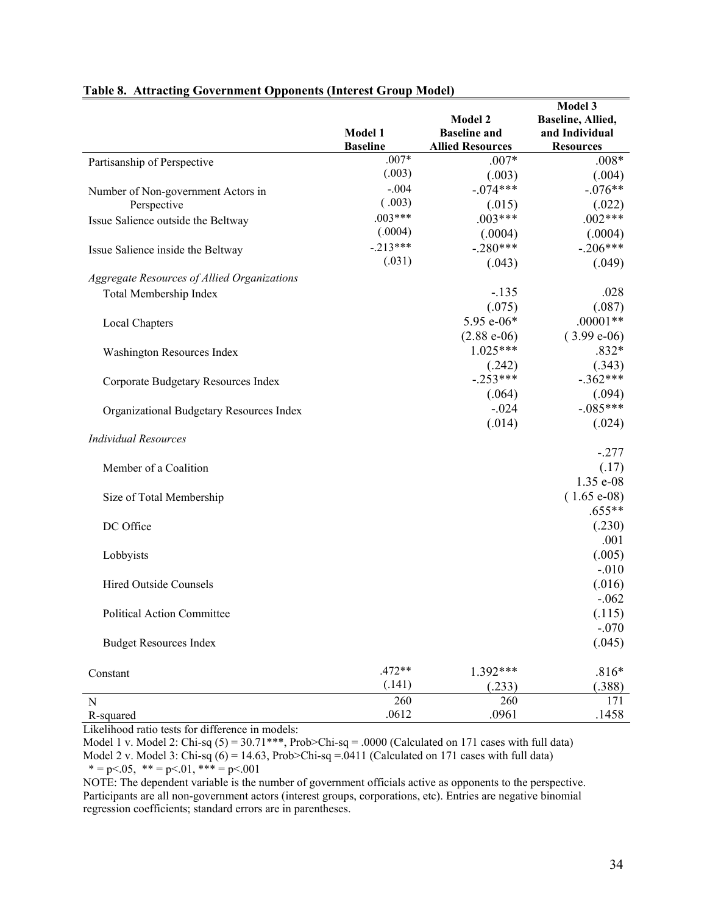**Table 8. Attracting Government Opponents (Interest Group Model)**

| | Model 1 Baseline | Model 2 Baseline and Allied Resources | Model 3 Baseline, Allied, and Individual Resources |
|---|---|---|---|
| Partisanship of Perspective | .007* | .007* | .008* |
| | (.003) | (.003) | (.004) |
| Number of Non-government Actors in Perspective | -.004 | -.074*** | -.076** |
| | ( .003) | (.015) | (.022) |
| Issue Salience outside the Beltway | .003*** | .003*** | .002*** |
| | (.0004) | (.0004) | (.0004) |
| Issue Salience inside the Beltway | -.213*** | -.280*** | -.206*** |
| | (.031) | (.043) | (.049) |
| *Aggregate Resources of Allied Organizations* | | | |
| Total Membership Index | | -.135 | .028 |
| | | (.075) | (.087) |
| Local Chapters | | 5.95 e-06* | .00001** |
| | | (2.88 e-06) | ( 3.99 e-06) |
| Washington Resources Index | | 1.025*** | .832* |
| | | (.242) | (.343) |
| Corporate Budgetary Resources Index | | -.253*** | -.362*** |
| | | (.064) | (.094) |
| Organizational Budgetary Resources Index | | -.024 | -.085*** |
| | | (.014) | (.024) |
| *Individual Resources* | | | |
| Member of a Coalition | | | -.277 |
| | | | (.17) |
| Size of Total Membership | | | 1.35 e-08 |
| | | | ( 1.65 e-08) |
| DC Office | | | .655** |
| | | | (.230) |
| Lobbyists | | | .001 |
| | | | (.005) |
| Hired Outside Counsels | | | -.010 |
| | | | (.016) |
| Political Action Committee | | | -.062 |
| | | | (.115) |
| Budget Resources Index | | | -.070 |
| | | | (.045) |
| Constant | .472** | 1.392*** | .816* |
| | (.141) | (.233) | (.388) |
| N | 260 | 260 | 171 |
| R-squared | .0612 | .0961 | .1458 |

Likelihood ratio tests for difference in models:
Model 1 v. Model 2: Chi-sq (5) = 30.71***, Prob>Chi-sq = .0000 (Calculated on 171 cases with full data)
Model 2 v. Model 3: Chi-sq (6) = 14.63, Prob>Chi-sq =.0411 (Calculated on 171 cases with full data)
\* = p<.05, ** = p<.01, *** = p<.001

NOTE: The dependent variable is the number of government officials active as opponents to the perspective. Participants are all non-government actors (interest groups, corporations, etc). Entries are negative binomial regression coefficients; standard errors are in parentheses.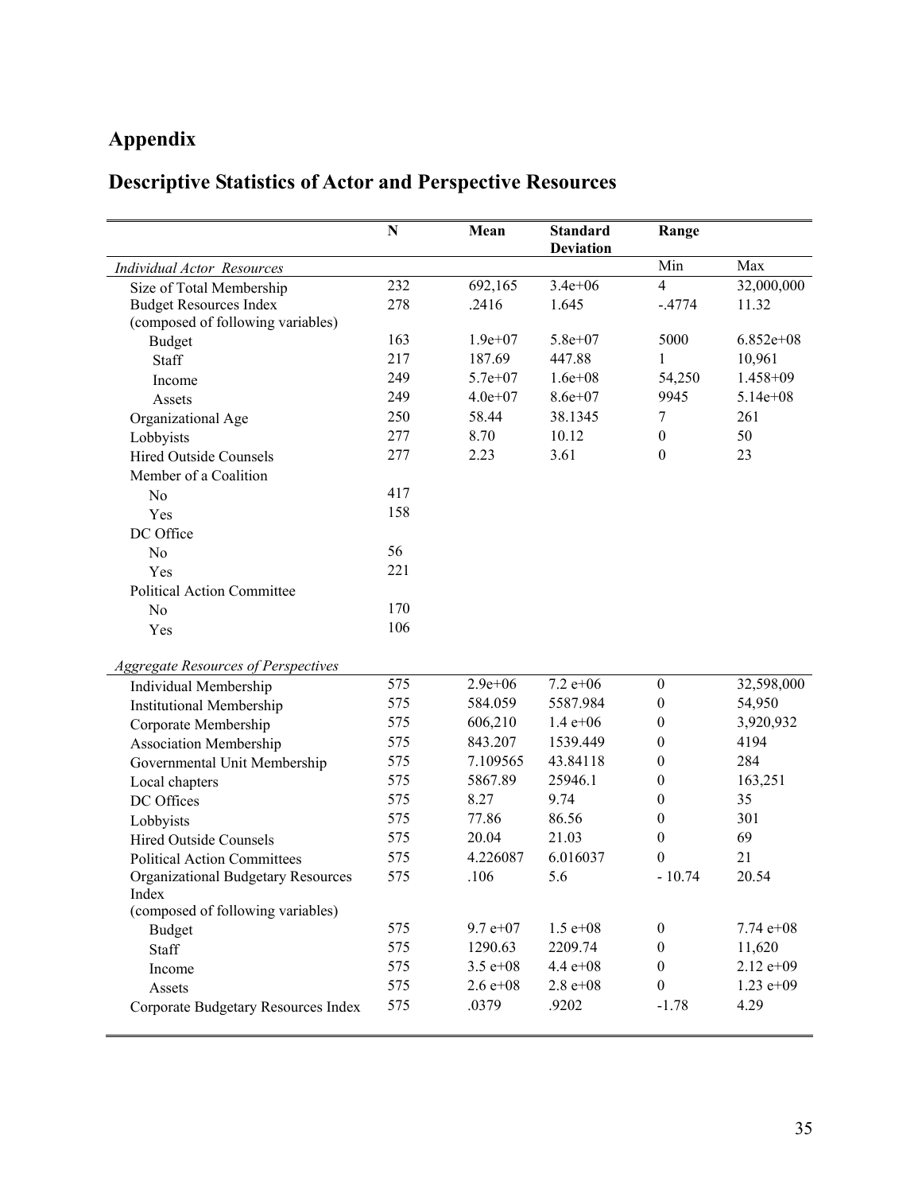# Appendix

## Descriptive Statistics of Actor and Perspective Resources

| | N | Mean | Standard Deviation | Range | |
|---|---|---|---|---|---|
| *Individual Actor Resources* | | | | Min | Max |
| Size of Total Membership | 232 | 692,165 | 3.4e+06 | 4 | 32,000,000 |
| Budget Resources Index (composed of following variables) | 278 | .2416 | 1.645 | -.4774 | 11.32 |
| Budget | 163 | 1.9e+07 | 5.8e+07 | 5000 | 6.852e+08 |
| Staff | 217 | 187.69 | 447.88 | 1 | 10,961 |
| Income | 249 | 5.7e+07 | 1.6e+08 | 54,250 | 1.458+09 |
| Assets | 249 | 4.0e+07 | 8.6e+07 | 9945 | 5.14e+08 |
| Organizational Age | 250 | 58.44 | 38.1345 | 7 | 261 |
| Lobbyists | 277 | 8.70 | 10.12 | 0 | 50 |
| Hired Outside Counsels | 277 | 2.23 | 3.61 | 0 | 23 |
| Member of a Coalition | | | | | |
| No | 417 | | | | |
| Yes | 158 | | | | |
| DC Office | | | | | |
| No | 56 | | | | |
| Yes | 221 | | | | |
| Political Action Committee | | | | | |
| No | 170 | | | | |
| Yes | 106 | | | | |
| *Aggregate Resources of Perspectives* | | | | | |
| Individual Membership | 575 | 2.9e+06 | 7.2 e+06 | 0 | 32,598,000 |
| Institutional Membership | 575 | 584.059 | 5587.984 | 0 | 54,950 |
| Corporate Membership | 575 | 606,210 | 1.4 e+06 | 0 | 3,920,932 |
| Association Membership | 575 | 843.207 | 1539.449 | 0 | 4194 |
| Governmental Unit Membership | 575 | 7.109565 | 43.84118 | 0 | 284 |
| Local chapters | 575 | 5867.89 | 25946.1 | 0 | 163,251 |
| DC Offices | 575 | 8.27 | 9.74 | 0 | 35 |
| Lobbyists | 575 | 77.86 | 86.56 | 0 | 301 |
| Hired Outside Counsels | 575 | 20.04 | 21.03 | 0 | 69 |
| Political Action Committees | 575 | 4.226087 | 6.016037 | 0 | 21 |
| Organizational Budgetary Resources Index (composed of following variables) | 575 | .106 | 5.6 | - 10.74 | 20.54 |
| Budget | 575 | 9.7 e+07 | 1.5 e+08 | 0 | 7.74 e+08 |
| Staff | 575 | 1290.63 | 2209.74 | 0 | 11,620 |
| Income | 575 | 3.5 e+08 | 4.4 e+08 | 0 | 2.12 e+09 |
| Assets | 575 | 2.6 e+08 | 2.8 e+08 | 0 | 1.23 e+09 |
| Corporate Budgetary Resources Index | 575 | .0379 | .9202 | -1.78 | 4.29 |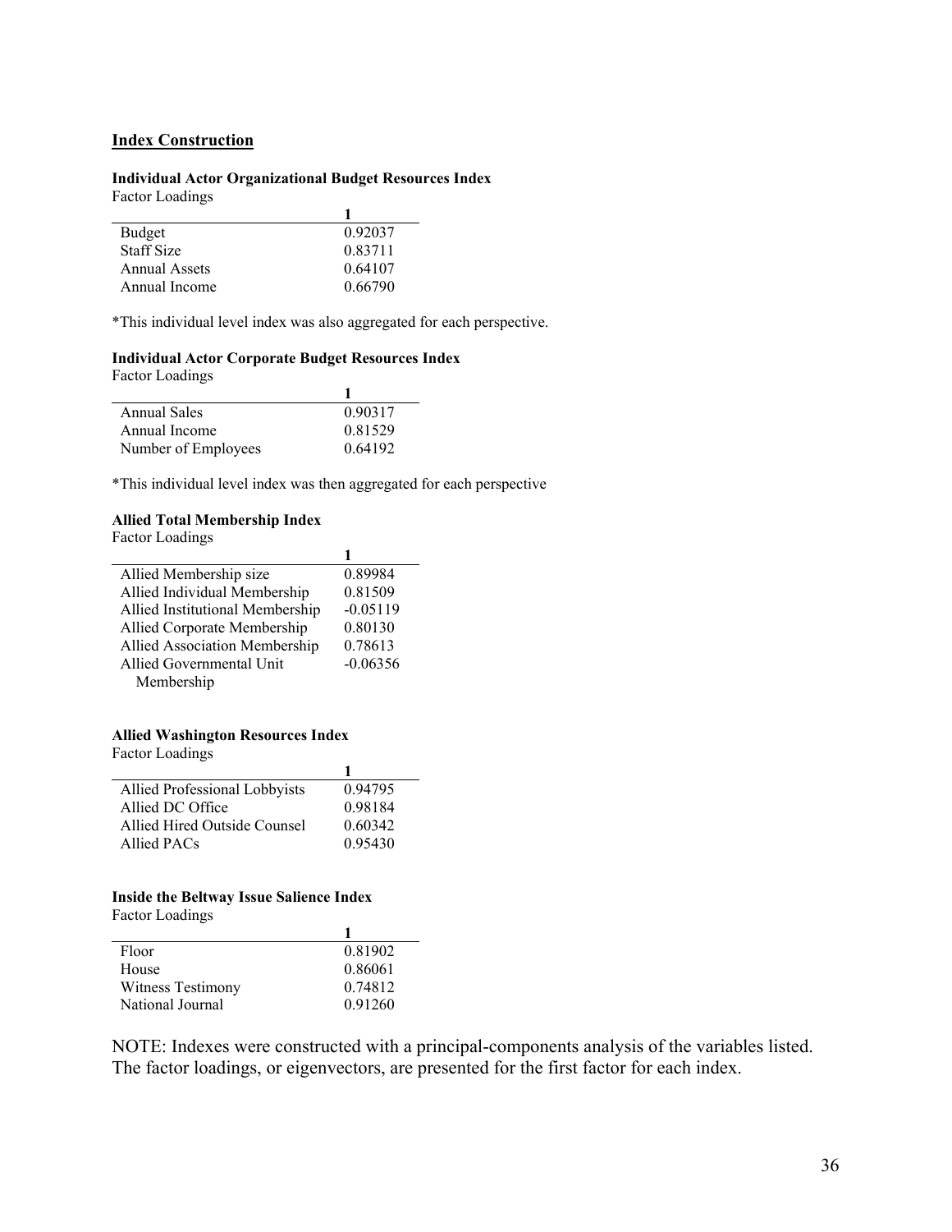## Index Construction

**Individual Actor Organizational Budget Resources Index**

Factor Loadings

| | 1 |
|---|---|
| Budget | 0.92037 |
| Staff Size | 0.83711 |
| Annual Assets | 0.64107 |
| Annual Income | 0.66790 |

*This individual level index was also aggregated for each perspective.

**Individual Actor Corporate Budget Resources Index**

Factor Loadings

| | 1 |
|---|---|
| Annual Sales | 0.90317 |
| Annual Income | 0.81529 |
| Number of Employees | 0.64192 |

*This individual level index was then aggregated for each perspective

**Allied Total Membership Index**

Factor Loadings

| | 1 |
|---|---|
| Allied Membership size | 0.89984 |
| Allied Individual Membership | 0.81509 |
| Allied Institutional Membership | -0.05119 |
| Allied Corporate Membership | 0.80130 |
| Allied Association Membership | 0.78613 |
| Allied Governmental Unit Membership | -0.06356 |

**Allied Washington Resources Index**

Factor Loadings

| | 1 |
|---|---|
| Allied Professional Lobbyists | 0.94795 |
| Allied DC Office | 0.98184 |
| Allied Hired Outside Counsel | 0.60342 |
| Allied PACs | 0.95430 |

**Inside the Beltway Issue Salience Index**

Factor Loadings

| | 1 |
|---|---|
| Floor | 0.81902 |
| House | 0.86061 |
| Witness Testimony | 0.74812 |
| National Journal | 0.91260 |

NOTE: Indexes were constructed with a principal-components analysis of the variables listed. The factor loadings, or eigenvectors, are presented for the first factor for each index.